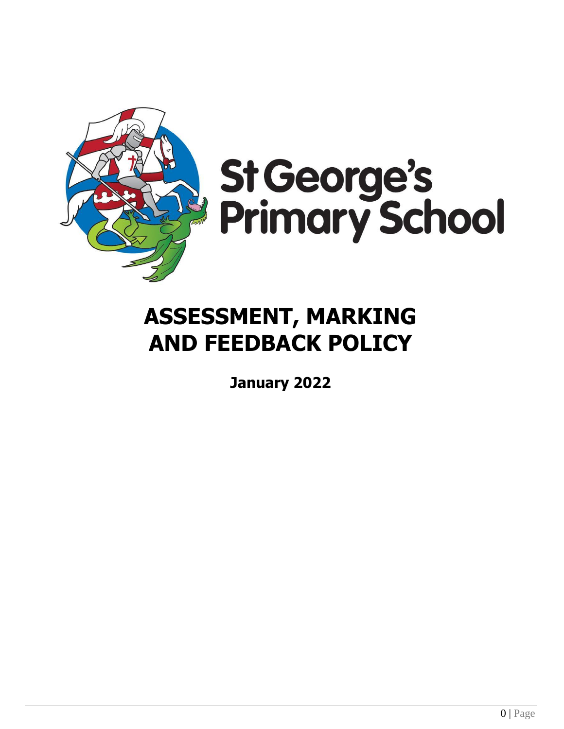St George's Primary School

# ASSESSMENT, MARKING AND FEEDBACK POLICY

**January 2022**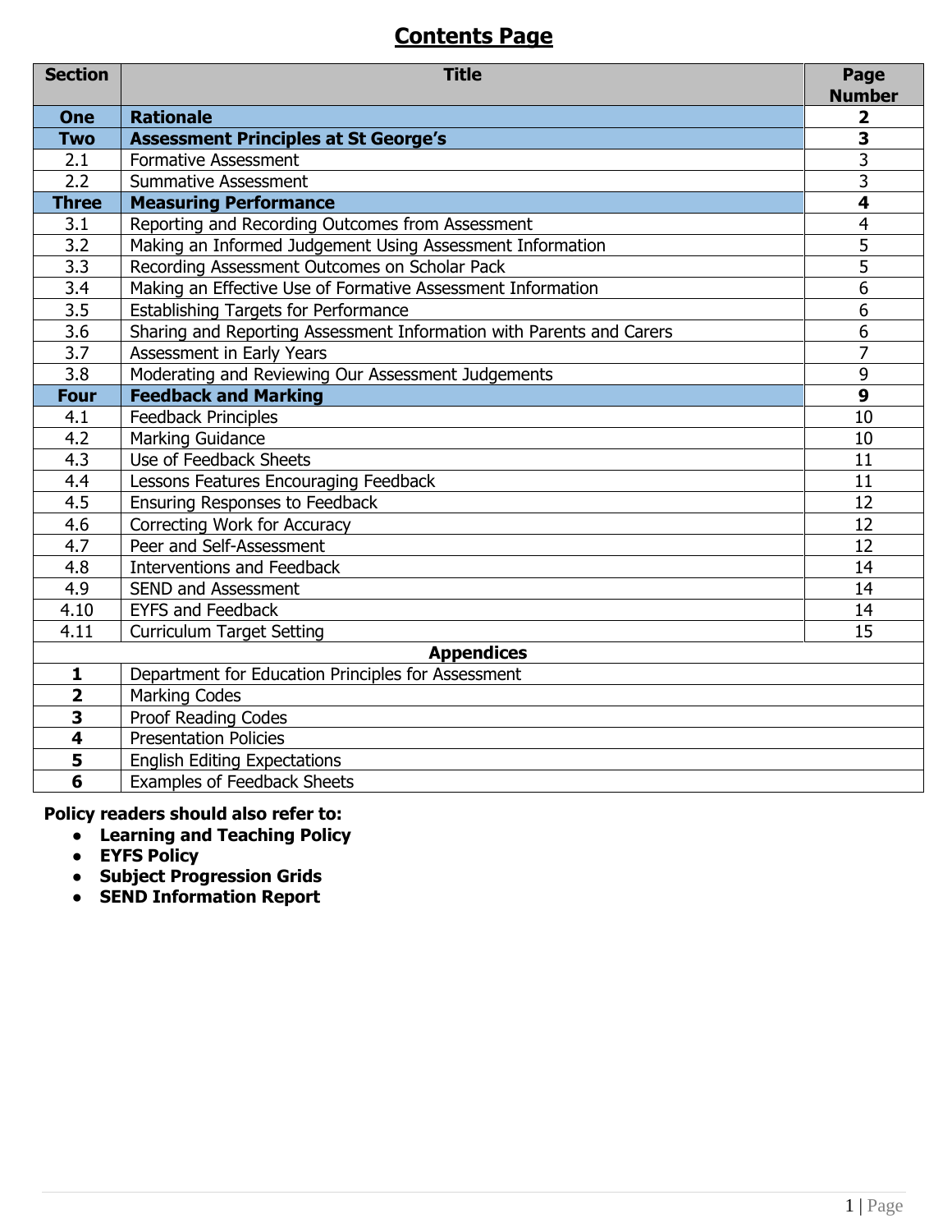# Contents Page

| Section | Title | Page Number |
|---|---|---|
| **One** | **Rationale** | **2** |
| **Two** | **Assessment Principles at St George's** | **3** |
| 2.1 | Formative Assessment | 3 |
| 2.2 | Summative Assessment | 3 |
| **Three** | **Measuring Performance** | **4** |
| 3.1 | Reporting and Recording Outcomes from Assessment | 4 |
| 3.2 | Making an Informed Judgement Using Assessment Information | 5 |
| 3.3 | Recording Assessment Outcomes on Scholar Pack | 5 |
| 3.4 | Making an Effective Use of Formative Assessment Information | 6 |
| 3.5 | Establishing Targets for Performance | 6 |
| 3.6 | Sharing and Reporting Assessment Information with Parents and Carers | 6 |
| 3.7 | Assessment in Early Years | 7 |
| 3.8 | Moderating and Reviewing Our Assessment Judgements | 9 |
| **Four** | **Feedback and Marking** | **9** |
| 4.1 | Feedback Principles | 10 |
| 4.2 | Marking Guidance | 10 |
| 4.3 | Use of Feedback Sheets | 11 |
| 4.4 | Lessons Features Encouraging Feedback | 11 |
| 4.5 | Ensuring Responses to Feedback | 12 |
| 4.6 | Correcting Work for Accuracy | 12 |
| 4.7 | Peer and Self-Assessment | 12 |
| 4.8 | Interventions and Feedback | 14 |
| 4.9 | SEND and Assessment | 14 |
| 4.10 | EYFS and Feedback | 14 |
| 4.11 | Curriculum Target Setting | 15 |
| | **Appendices** | |
| **1** | Department for Education Principles for Assessment | |
| **2** | Marking Codes | |
| **3** | Proof Reading Codes | |
| **4** | Presentation Policies | |
| **5** | English Editing Expectations | |
| **6** | Examples of Feedback Sheets | |

**Policy readers should also refer to:**

- **Learning and Teaching Policy**
- **EYFS Policy**
- **Subject Progression Grids**
- **SEND Information Report**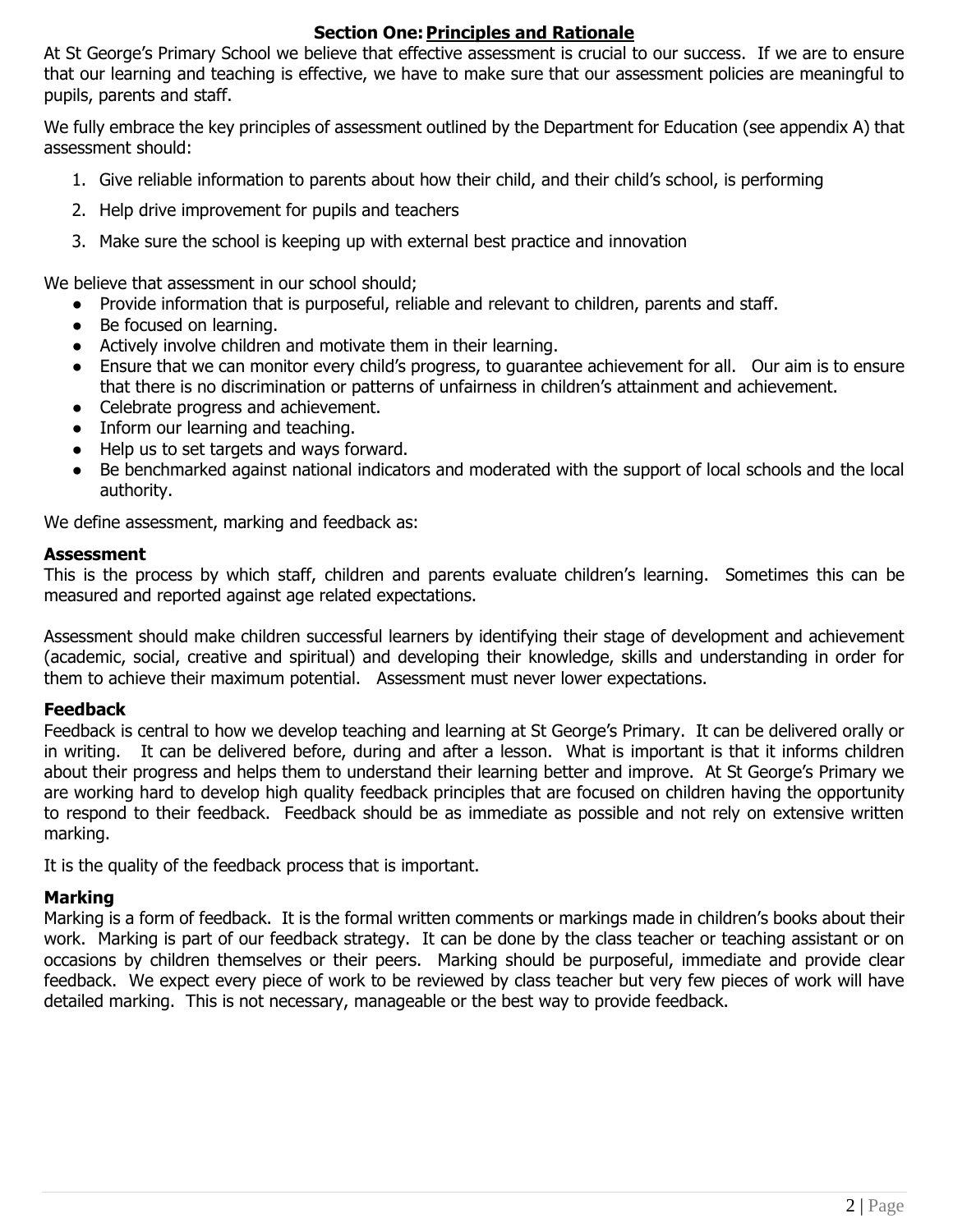## Section One: Principles and Rationale

At St George's Primary School we believe that effective assessment is crucial to our success. If we are to ensure that our learning and teaching is effective, we have to make sure that our assessment policies are meaningful to pupils, parents and staff.

We fully embrace the key principles of assessment outlined by the Department for Education (see appendix A) that assessment should:

1. Give reliable information to parents about how their child, and their child's school, is performing
2. Help drive improvement for pupils and teachers
3. Make sure the school is keeping up with external best practice and innovation

We believe that assessment in our school should;

- Provide information that is purposeful, reliable and relevant to children, parents and staff.
- Be focused on learning.
- Actively involve children and motivate them in their learning.
- Ensure that we can monitor every child's progress, to guarantee achievement for all. Our aim is to ensure that there is no discrimination or patterns of unfairness in children's attainment and achievement.
- Celebrate progress and achievement.
- Inform our learning and teaching.
- Help us to set targets and ways forward.
- Be benchmarked against national indicators and moderated with the support of local schools and the local authority.

We define assessment, marking and feedback as:

### Assessment

This is the process by which staff, children and parents evaluate children's learning. Sometimes this can be measured and reported against age related expectations.

Assessment should make children successful learners by identifying their stage of development and achievement (academic, social, creative and spiritual) and developing their knowledge, skills and understanding in order for them to achieve their maximum potential. Assessment must never lower expectations.

### Feedback

Feedback is central to how we develop teaching and learning at St George's Primary. It can be delivered orally or in writing. It can be delivered before, during and after a lesson. What is important is that it informs children about their progress and helps them to understand their learning better and improve. At St George's Primary we are working hard to develop high quality feedback principles that are focused on children having the opportunity to respond to their feedback. Feedback should be as immediate as possible and not rely on extensive written marking.

It is the quality of the feedback process that is important.

### Marking

Marking is a form of feedback. It is the formal written comments or markings made in children's books about their work. Marking is part of our feedback strategy. It can be done by the class teacher or teaching assistant or on occasions by children themselves or their peers. Marking should be purposeful, immediate and provide clear feedback. We expect every piece of work to be reviewed by class teacher but very few pieces of work will have detailed marking. This is not necessary, manageable or the best way to provide feedback.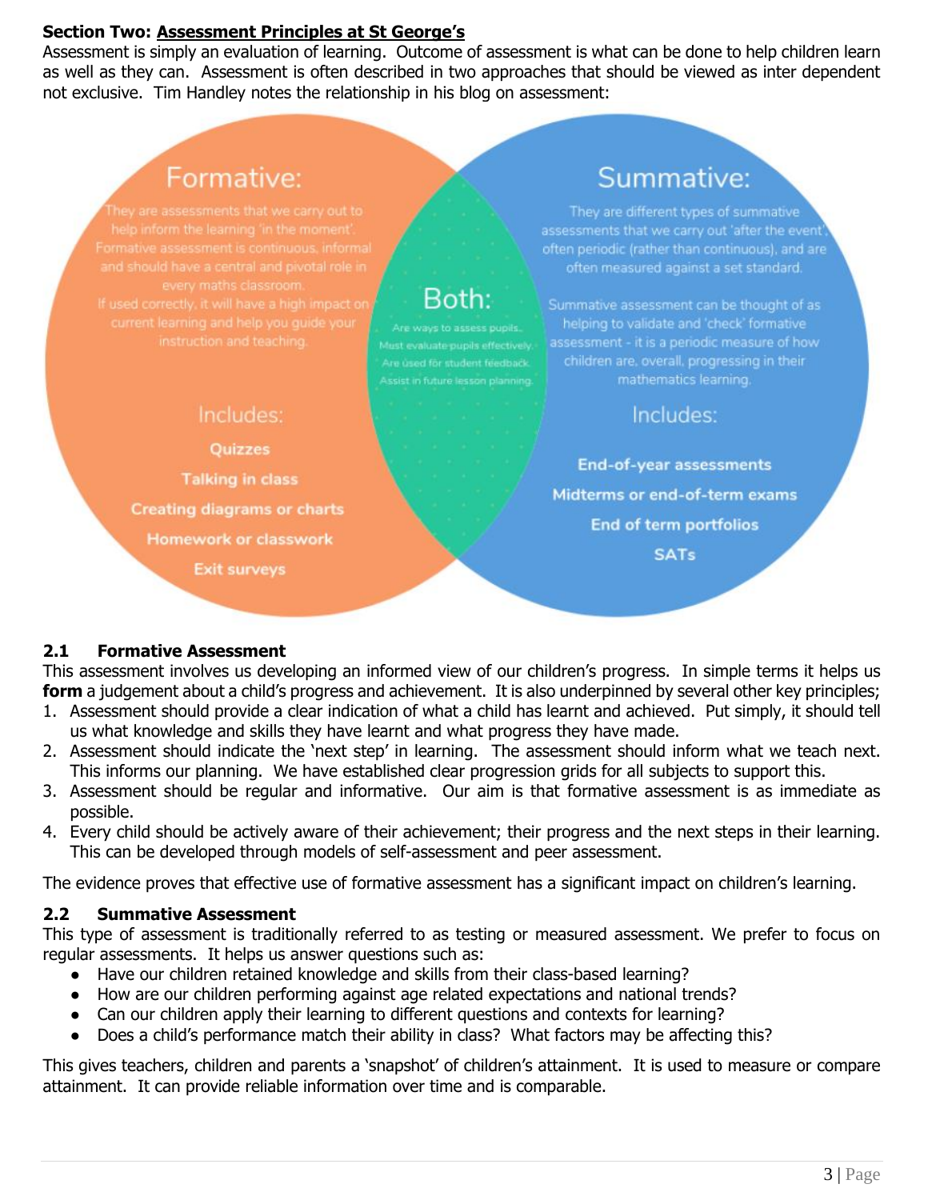**Section Two: Assessment Principles at St George's**

Assessment is simply an evaluation of learning. Outcome of assessment is what can be done to help children learn as well as they can. Assessment is often described in two approaches that should be viewed as inter dependent not exclusive. Tim Handley notes the relationship in his blog on assessment:

**Formative:**

They are assessments that we carry out to help inform the learning 'in the moment'. Formative assessment is continuous, informal and should have a central and pivotal role in every maths classroom.
If used correctly, it will have a high impact on current learning and help you guide your instruction and teaching.

Includes:

- Quizzes
- Talking in class
- Creating diagrams or charts
- Homework or classwork
- Exit surveys

**Both:**

Are ways to assess pupils.
Must evaluate pupils effectively.
Are used for student feedback.
Assist in future lesson planning.

**Summative:**

They are different types of summative assessments that we carry out 'after the event', often periodic (rather than continuous), and are often measured against a set standard.

Summative assessment can be thought of as helping to validate and 'check' formative assessment - it is a periodic measure of how children are, overall, progressing in their mathematics learning.

Includes:

- End-of-year assessments
- Midterms or end-of-term exams
- End of term portfolios
- SATs

### 2.1 Formative Assessment

This assessment involves us developing an informed view of our children's progress. In simple terms it helps us **form** a judgement about a child's progress and achievement. It is also underpinned by several other key principles;

1. Assessment should provide a clear indication of what a child has learnt and achieved. Put simply, it should tell us what knowledge and skills they have learnt and what progress they have made.
2. Assessment should indicate the 'next step' in learning. The assessment should inform what we teach next. This informs our planning. We have established clear progression grids for all subjects to support this.
3. Assessment should be regular and informative. Our aim is that formative assessment is as immediate as possible.
4. Every child should be actively aware of their achievement; their progress and the next steps in their learning. This can be developed through models of self-assessment and peer assessment.

The evidence proves that effective use of formative assessment has a significant impact on children's learning.

### 2.2 Summative Assessment

This type of assessment is traditionally referred to as testing or measured assessment. We prefer to focus on regular assessments. It helps us answer questions such as:

- Have our children retained knowledge and skills from their class-based learning?
- How are our children performing against age related expectations and national trends?
- Can our children apply their learning to different questions and contexts for learning?
- Does a child's performance match their ability in class? What factors may be affecting this?

This gives teachers, children and parents a 'snapshot' of children's attainment. It is used to measure or compare attainment. It can provide reliable information over time and is comparable.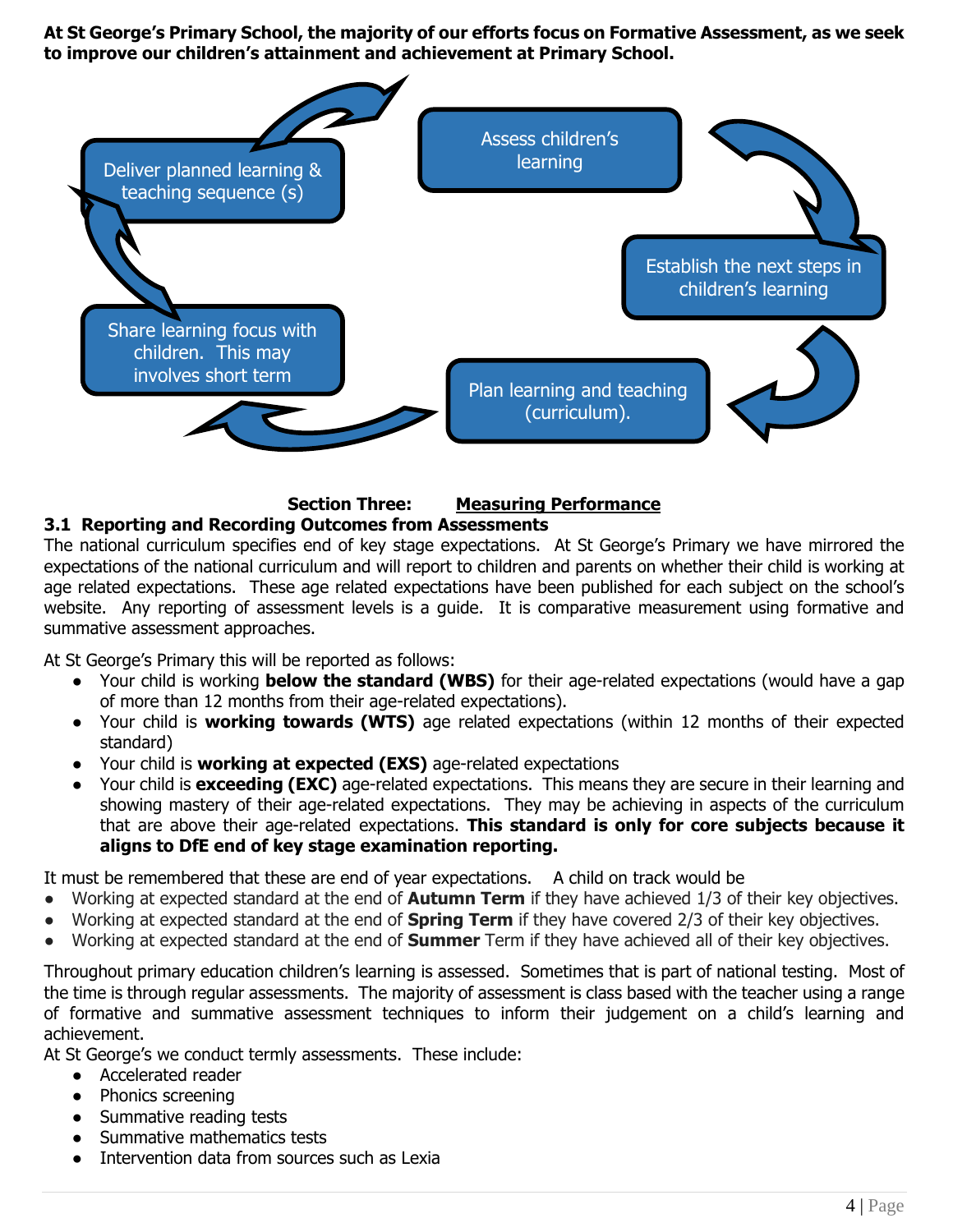**At St George's Primary School, the majority of our efforts focus on Formative Assessment, as we seek to improve our children's attainment and achievement at Primary School.**

Assess children's learning

Establish the next steps in children's learning

Plan learning and teaching (curriculum).

Share learning focus with children. This may involves short term

Deliver planned learning & teaching sequence (s)

## Section Three: Measuring Performance

### 3.1 Reporting and Recording Outcomes from Assessments

The national curriculum specifies end of key stage expectations. At St George's Primary we have mirrored the expectations of the national curriculum and will report to children and parents on whether their child is working at age related expectations. These age related expectations have been published for each subject on the school's website. Any reporting of assessment levels is a guide. It is comparative measurement using formative and summative assessment approaches.

At St George's Primary this will be reported as follows:

- Your child is working **below the standard (WBS)** for their age-related expectations (would have a gap of more than 12 months from their age-related expectations).
- Your child is **working towards (WTS)** age related expectations (within 12 months of their expected standard)
- Your child is **working at expected (EXS)** age-related expectations
- Your child is **exceeding (EXC)** age-related expectations. This means they are secure in their learning and showing mastery of their age-related expectations. They may be achieving in aspects of the curriculum that are above their age-related expectations. **This standard is only for core subjects because it aligns to DfE end of key stage examination reporting.**

It must be remembered that these are end of year expectations. A child on track would be

- Working at expected standard at the end of **Autumn Term** if they have achieved 1/3 of their key objectives.
- Working at expected standard at the end of **Spring Term** if they have covered 2/3 of their key objectives.
- Working at expected standard at the end of **Summer** Term if they have achieved all of their key objectives.

Throughout primary education children's learning is assessed. Sometimes that is part of national testing. Most of the time is through regular assessments. The majority of assessment is class based with the teacher using a range of formative and summative assessment techniques to inform their judgement on a child's learning and achievement.

At St George's we conduct termly assessments. These include:

- Accelerated reader
- Phonics screening
- Summative reading tests
- Summative mathematics tests
- Intervention data from sources such as Lexia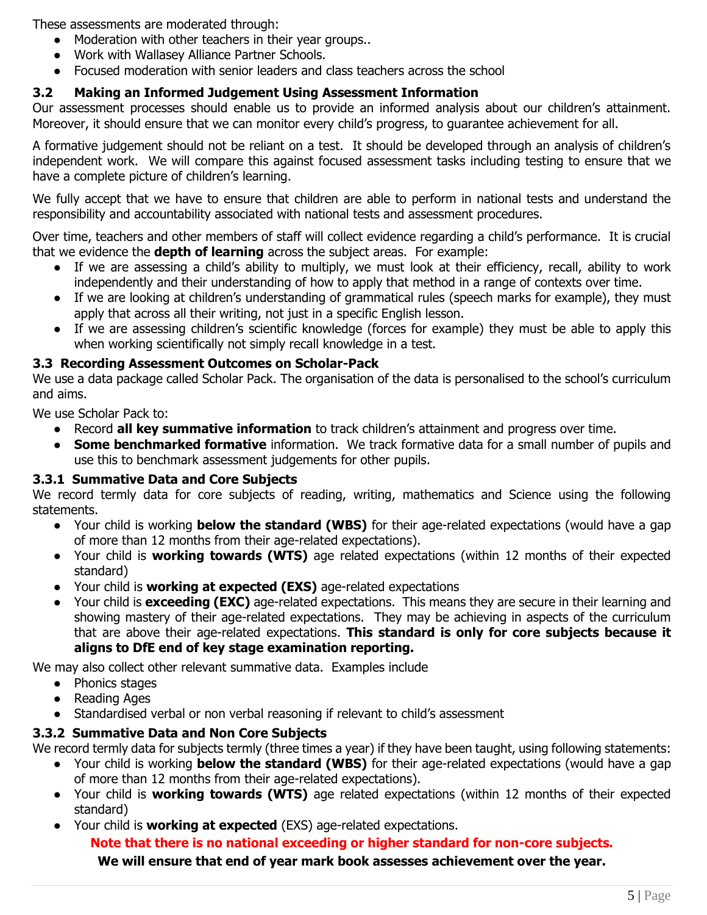These assessments are moderated through:

- Moderation with other teachers in their year groups..
- Work with Wallasey Alliance Partner Schools.
- Focused moderation with senior leaders and class teachers across the school

### 3.2 Making an Informed Judgement Using Assessment Information

Our assessment processes should enable us to provide an informed analysis about our children's attainment. Moreover, it should ensure that we can monitor every child's progress, to guarantee achievement for all.

A formative judgement should not be reliant on a test. It should be developed through an analysis of children's independent work. We will compare this against focused assessment tasks including testing to ensure that we have a complete picture of children's learning.

We fully accept that we have to ensure that children are able to perform in national tests and understand the responsibility and accountability associated with national tests and assessment procedures.

Over time, teachers and other members of staff will collect evidence regarding a child's performance. It is crucial that we evidence the **depth of learning** across the subject areas. For example:

- If we are assessing a child's ability to multiply, we must look at their efficiency, recall, ability to work independently and their understanding of how to apply that method in a range of contexts over time.
- If we are looking at children's understanding of grammatical rules (speech marks for example), they must apply that across all their writing, not just in a specific English lesson.
- If we are assessing children's scientific knowledge (forces for example) they must be able to apply this when working scientifically not simply recall knowledge in a test.

### 3.3 Recording Assessment Outcomes on Scholar-Pack

We use a data package called Scholar Pack. The organisation of the data is personalised to the school's curriculum and aims.

We use Scholar Pack to:

- Record **all key summative information** to track children's attainment and progress over time.
- **Some benchmarked formative** information. We track formative data for a small number of pupils and use this to benchmark assessment judgements for other pupils.

#### 3.3.1 Summative Data and Core Subjects

We record termly data for core subjects of reading, writing, mathematics and Science using the following statements.

- Your child is working **below the standard (WBS)** for their age-related expectations (would have a gap of more than 12 months from their age-related expectations).
- Your child is **working towards (WTS)** age related expectations (within 12 months of their expected standard)
- Your child is **working at expected (EXS)** age-related expectations
- Your child is **exceeding (EXC)** age-related expectations. This means they are secure in their learning and showing mastery of their age-related expectations. They may be achieving in aspects of the curriculum that are above their age-related expectations. **This standard is only for core subjects because it aligns to DfE end of key stage examination reporting.**

We may also collect other relevant summative data. Examples include

- Phonics stages
- Reading Ages
- Standardised verbal or non verbal reasoning if relevant to child's assessment

#### 3.3.2 Summative Data and Non Core Subjects

We record termly data for subjects termly (three times a year) if they have been taught, using following statements:

- Your child is working **below the standard (WBS)** for their age-related expectations (would have a gap of more than 12 months from their age-related expectations).
- Your child is **working towards (WTS)** age related expectations (within 12 months of their expected standard)
- Your child is **working at expected** (EXS) age-related expectations.

**Note that there is no national exceeding or higher standard for non-core subjects.**

**We will ensure that end of year mark book assesses achievement over the year.**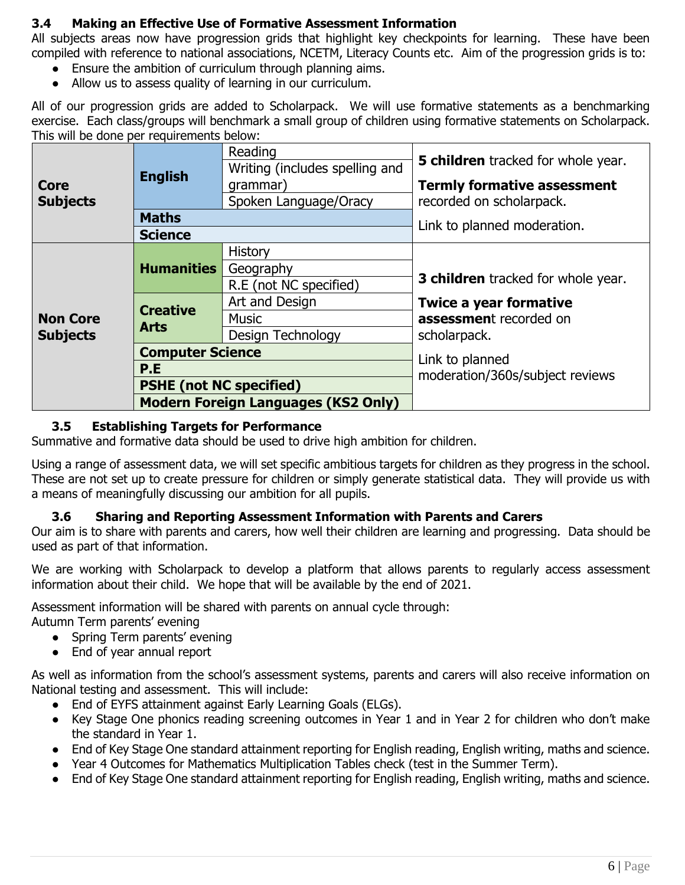### 3.4 Making an Effective Use of Formative Assessment Information

All subjects areas now have progression grids that highlight key checkpoints for learning. These have been compiled with reference to national associations, NCETM, Literacy Counts etc. Aim of the progression grids is to:

- Ensure the ambition of curriculum through planning aims.
- Allow us to assess quality of learning in our curriculum.

All of our progression grids are added to Scholarpack. We will use formative statements as a benchmarking exercise. Each class/groups will benchmark a small group of children using formative statements on Scholarpack. This will be done per requirements below:

| | | | |
|---|---|---|---|
| **Core Subjects** | **English** | Reading | **5 children** tracked for whole year. **Termly formative assessment** recorded on scholarpack. Link to planned moderation. |
| | | Writing (includes spelling and grammar) | |
| | | Spoken Language/Oracy | |
| | **Maths** | | |
| | **Science** | | |
| **Non Core Subjects** | **Humanities** | History | **3 children** tracked for whole year. **Twice a year formative assessment** recorded on scholarpack. Link to planned moderation/360s/subject reviews |
| | | Geography | |
| | | R.E (not NC specified) | |
| | **Creative Arts** | Art and Design | |
| | | Music | |
| | | Design Technology | |
| | **Computer Science** | | |
| | **P.E** | | |
| | **PSHE (not NC specified)** | | |
| | **Modern Foreign Languages (KS2 Only)** | | |

### 3.5 Establishing Targets for Performance

Summative and formative data should be used to drive high ambition for children.

Using a range of assessment data, we will set specific ambitious targets for children as they progress in the school. These are not set up to create pressure for children or simply generate statistical data. They will provide us with a means of meaningfully discussing our ambition for all pupils.

### 3.6 Sharing and Reporting Assessment Information with Parents and Carers

Our aim is to share with parents and carers, how well their children are learning and progressing. Data should be used as part of that information.

We are working with Scholarpack to develop a platform that allows parents to regularly access assessment information about their child. We hope that will be available by the end of 2021.

Assessment information will be shared with parents on annual cycle through:
Autumn Term parents' evening

- Spring Term parents' evening
- End of year annual report

As well as information from the school's assessment systems, parents and carers will also receive information on National testing and assessment. This will include:

- End of EYFS attainment against Early Learning Goals (ELGs).
- Key Stage One phonics reading screening outcomes in Year 1 and in Year 2 for children who don't make the standard in Year 1.
- End of Key Stage One standard attainment reporting for English reading, English writing, maths and science.
- Year 4 Outcomes for Mathematics Multiplication Tables check (test in the Summer Term).
- End of Key Stage One standard attainment reporting for English reading, English writing, maths and science.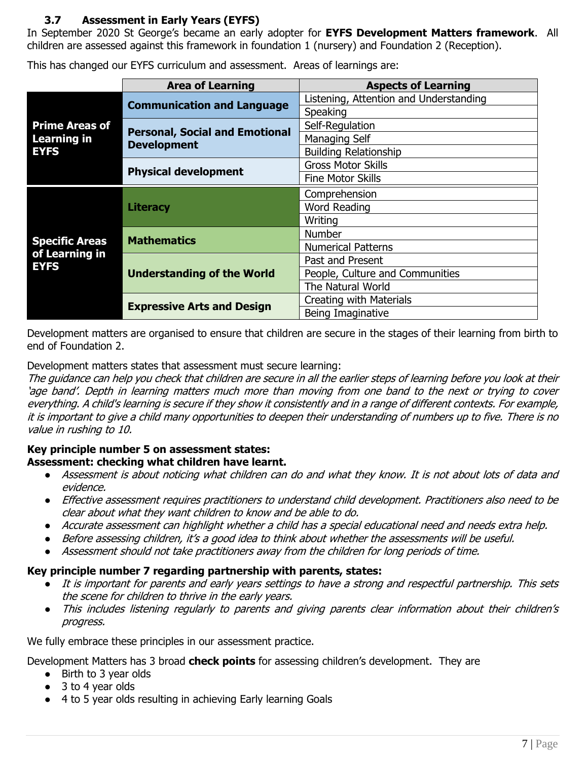### 3.7 Assessment in Early Years (EYFS)

In September 2020 St George's became an early adopter for **EYFS Development Matters framework**. All children are assessed against this framework in foundation 1 (nursery) and Foundation 2 (Reception).

This has changed our EYFS curriculum and assessment. Areas of learnings are:

| | Area of Learning | Aspects of Learning |
|---|---|---|
| **Prime Areas of Learning in EYFS** | **Communication and Language** | Listening, Attention and Understanding |
| | | Speaking |
| | **Personal, Social and Emotional Development** | Self-Regulation |
| | | Managing Self |
| | | Building Relationship |
| | **Physical development** | Gross Motor Skills |
| | | Fine Motor Skills |
| **Specific Areas of Learning in EYFS** | **Literacy** | Comprehension |
| | | Word Reading |
| | | Writing |
| | **Mathematics** | Number |
| | | Numerical Patterns |
| | **Understanding of the World** | Past and Present |
| | | People, Culture and Communities |
| | | The Natural World |
| | **Expressive Arts and Design** | Creating with Materials |
| | | Being Imaginative |

Development matters are organised to ensure that children are secure in the stages of their learning from birth to end of Foundation 2.

Development matters states that assessment must secure learning:
*The guidance can help you check that children are secure in all the earlier steps of learning before you look at their 'age band'. Depth in learning matters much more than moving from one band to the next or trying to cover everything. A child's learning is secure if they show it consistently and in a range of different contexts. For example, it is important to give a child many opportunities to deepen their understanding of numbers up to five. There is no value in rushing to 10.*

**Key principle number 5 on assessment states:**
**Assessment: checking what children have learnt.**

- *Assessment is about noticing what children can do and what they know. It is not about lots of data and evidence.*
- *Effective assessment requires practitioners to understand child development. Practitioners also need to be clear about what they want children to know and be able to do.*
- *Accurate assessment can highlight whether a child has a special educational need and needs extra help.*
- *Before assessing children, it's a good idea to think about whether the assessments will be useful.*
- *Assessment should not take practitioners away from the children for long periods of time.*

**Key principle number 7 regarding partnership with parents, states:**

- *It is important for parents and early years settings to have a strong and respectful partnership. This sets the scene for children to thrive in the early years.*
- *This includes listening regularly to parents and giving parents clear information about their children's progress.*

We fully embrace these principles in our assessment practice.

Development Matters has 3 broad **check points** for assessing children's development. They are

- Birth to 3 year olds
- 3 to 4 year olds
- 4 to 5 year olds resulting in achieving Early learning Goals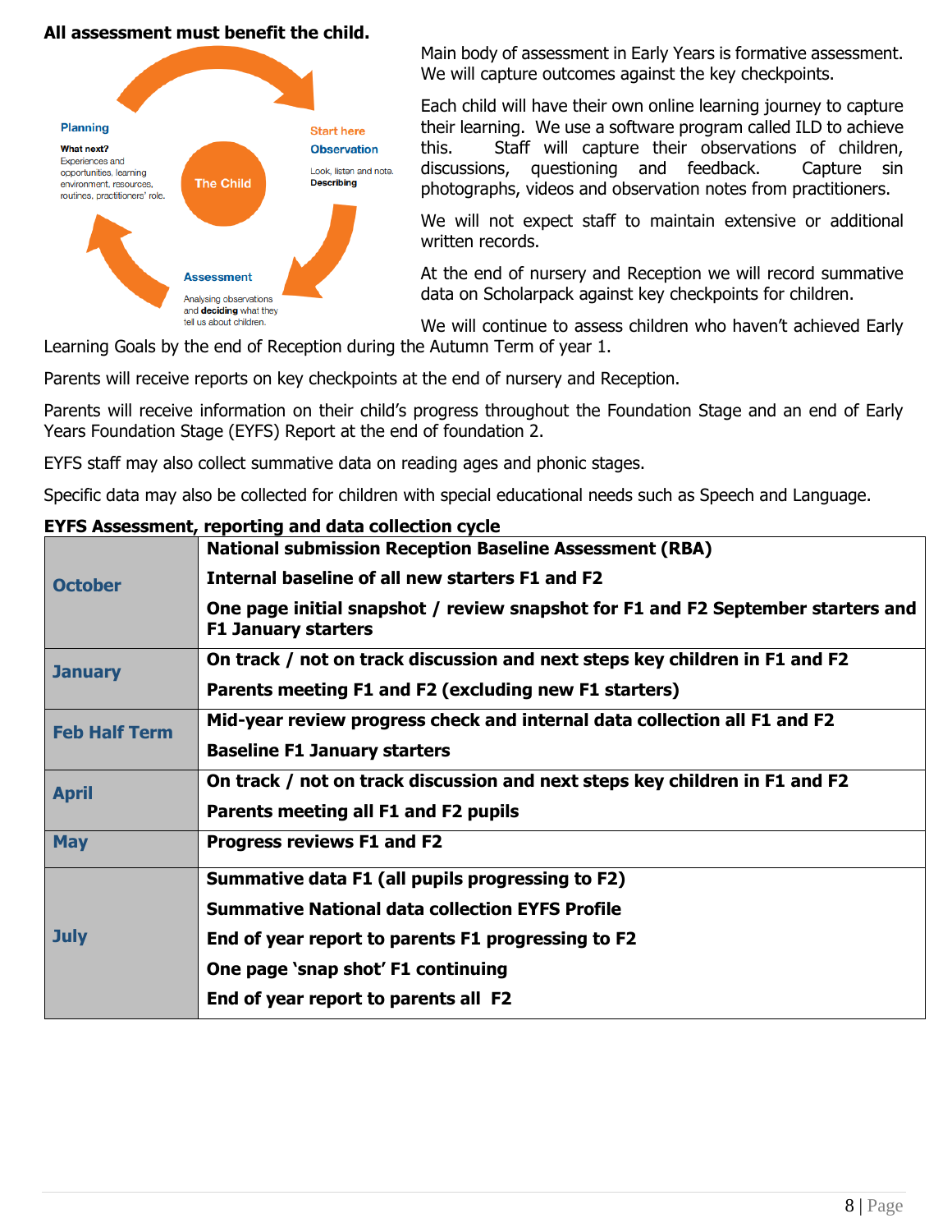**All assessment must benefit the child.**

Planning

**What next?**
Experiences and opportunities, learning environment, resources, routines, practitioners' role.

The Child

Start here

**Observation**
Look, listen and note.
**Describing**

**Assessment**
Analysing observations and **deciding** what they tell us about children.

Main body of assessment in Early Years is formative assessment. We will capture outcomes against the key checkpoints.

Each child will have their own online learning journey to capture their learning. We use a software program called ILD to achieve this. Staff will capture their observations of children, discussions, questioning and feedback. Capture sin photographs, videos and observation notes from practitioners.

We will not expect staff to maintain extensive or additional written records.

At the end of nursery and Reception we will record summative data on Scholarpack against key checkpoints for children.

We will continue to assess children who haven't achieved Early Learning Goals by the end of Reception during the Autumn Term of year 1.

Parents will receive reports on key checkpoints at the end of nursery and Reception.

Parents will receive information on their child's progress throughout the Foundation Stage and an end of Early Years Foundation Stage (EYFS) Report at the end of foundation 2.

EYFS staff may also collect summative data on reading ages and phonic stages.

Specific data may also be collected for children with special educational needs such as Speech and Language.

**EYFS Assessment, reporting and data collection cycle**

| | |
|---|---|
| **October** | **National submission Reception Baseline Assessment (RBA)**<br>**Internal baseline of all new starters F1 and F2**<br>**One page initial snapshot / review snapshot for F1 and F2 September starters and F1 January starters** |
| **January** | **On track / not on track discussion and next steps key children in F1 and F2**<br>**Parents meeting F1 and F2 (excluding new F1 starters)** |
| **Feb Half Term** | **Mid-year review progress check and internal data collection all F1 and F2**<br>**Baseline F1 January starters** |
| **April** | **On track / not on track discussion and next steps key children in F1 and F2**<br>**Parents meeting all F1 and F2 pupils** |
| **May** | **Progress reviews F1 and F2** |
| **July** | **Summative data F1 (all pupils progressing to F2)**<br>**Summative National data collection EYFS Profile**<br>**End of year report to parents F1 progressing to F2**<br>**One page 'snap shot' F1 continuing**<br>**End of year report to parents all F2** |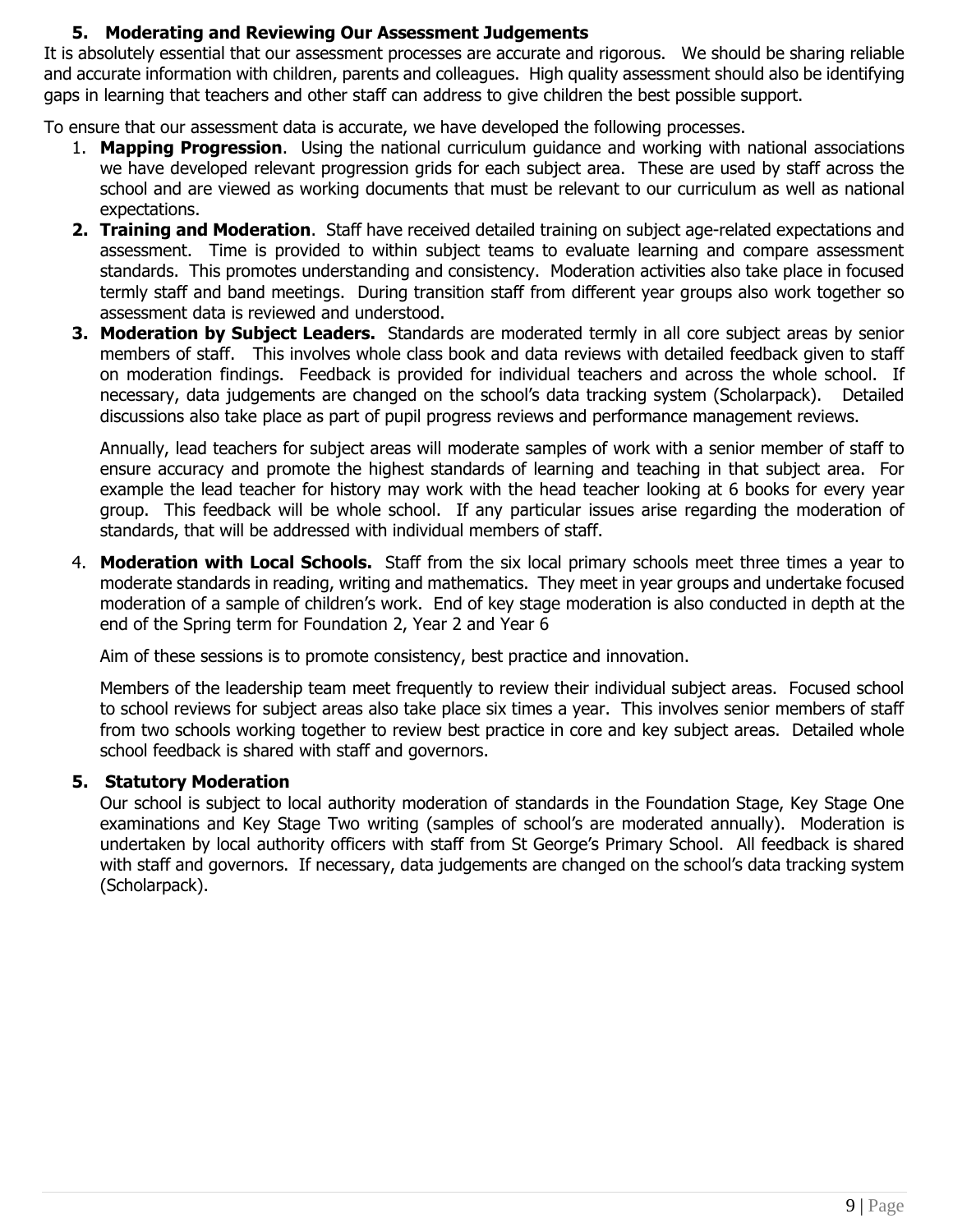## 5. Moderating and Reviewing Our Assessment Judgements

It is absolutely essential that our assessment processes are accurate and rigorous. We should be sharing reliable and accurate information with children, parents and colleagues. High quality assessment should also be identifying gaps in learning that teachers and other staff can address to give children the best possible support.

To ensure that our assessment data is accurate, we have developed the following processes.

1. **Mapping Progression**. Using the national curriculum guidance and working with national associations we have developed relevant progression grids for each subject area. These are used by staff across the school and are viewed as working documents that must be relevant to our curriculum as well as national expectations.
2. **Training and Moderation**. Staff have received detailed training on subject age-related expectations and assessment. Time is provided to within subject teams to evaluate learning and compare assessment standards. This promotes understanding and consistency. Moderation activities also take place in focused termly staff and band meetings. During transition staff from different year groups also work together so assessment data is reviewed and understood.
3. **Moderation by Subject Leaders.** Standards are moderated termly in all core subject areas by senior members of staff. This involves whole class book and data reviews with detailed feedback given to staff on moderation findings. Feedback is provided for individual teachers and across the whole school. If necessary, data judgements are changed on the school's data tracking system (Scholarpack). Detailed discussions also take place as part of pupil progress reviews and performance management reviews.

   Annually, lead teachers for subject areas will moderate samples of work with a senior member of staff to ensure accuracy and promote the highest standards of learning and teaching in that subject area. For example the lead teacher for history may work with the head teacher looking at 6 books for every year group. This feedback will be whole school. If any particular issues arise regarding the moderation of standards, that will be addressed with individual members of staff.

4. **Moderation with Local Schools.** Staff from the six local primary schools meet three times a year to moderate standards in reading, writing and mathematics. They meet in year groups and undertake focused moderation of a sample of children's work. End of key stage moderation is also conducted in depth at the end of the Spring term for Foundation 2, Year 2 and Year 6

   Aim of these sessions is to promote consistency, best practice and innovation.

   Members of the leadership team meet frequently to review their individual subject areas. Focused school to school reviews for subject areas also take place six times a year. This involves senior members of staff from two schools working together to review best practice in core and key subject areas. Detailed whole school feedback is shared with staff and governors.

5. **Statutory Moderation**

   Our school is subject to local authority moderation of standards in the Foundation Stage, Key Stage One examinations and Key Stage Two writing (samples of school's are moderated annually). Moderation is undertaken by local authority officers with staff from St George's Primary School. All feedback is shared with staff and governors. If necessary, data judgements are changed on the school's data tracking system (Scholarpack).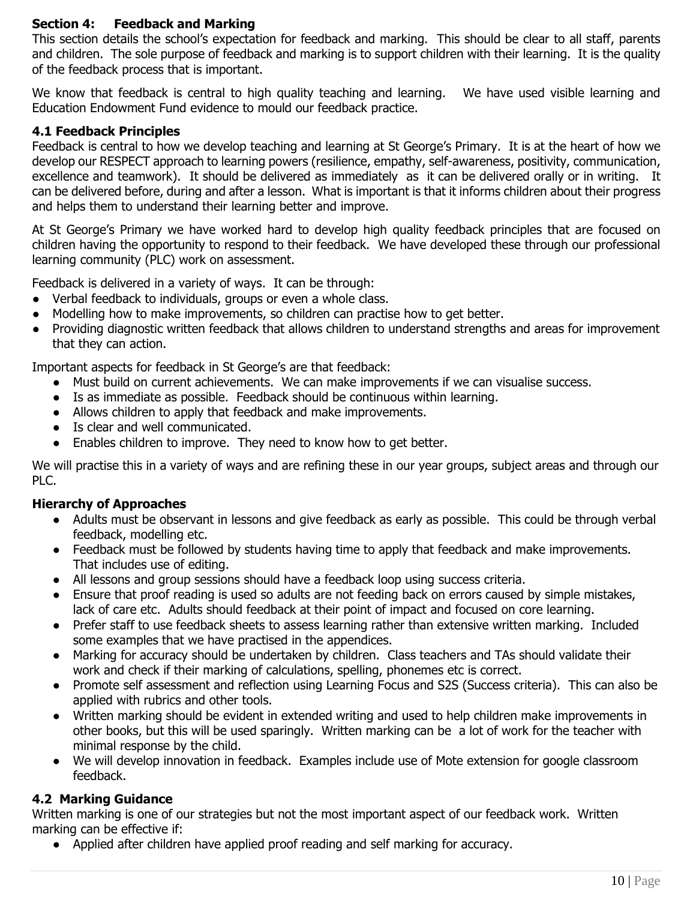## Section 4: Feedback and Marking

This section details the school's expectation for feedback and marking. This should be clear to all staff, parents and children. The sole purpose of feedback and marking is to support children with their learning. It is the quality of the feedback process that is important.

We know that feedback is central to high quality teaching and learning. We have used visible learning and Education Endowment Fund evidence to mould our feedback practice.

### 4.1 Feedback Principles

Feedback is central to how we develop teaching and learning at St George's Primary. It is at the heart of how we develop our RESPECT approach to learning powers (resilience, empathy, self-awareness, positivity, communication, excellence and teamwork). It should be delivered as immediately as it can be delivered orally or in writing. It can be delivered before, during and after a lesson. What is important is that it informs children about their progress and helps them to understand their learning better and improve.

At St George's Primary we have worked hard to develop high quality feedback principles that are focused on children having the opportunity to respond to their feedback. We have developed these through our professional learning community (PLC) work on assessment.

Feedback is delivered in a variety of ways. It can be through:

- Verbal feedback to individuals, groups or even a whole class.
- Modelling how to make improvements, so children can practise how to get better.
- Providing diagnostic written feedback that allows children to understand strengths and areas for improvement that they can action.

Important aspects for feedback in St George's are that feedback:

- Must build on current achievements. We can make improvements if we can visualise success.
- Is as immediate as possible. Feedback should be continuous within learning.
- Allows children to apply that feedback and make improvements.
- Is clear and well communicated.
- Enables children to improve. They need to know how to get better.

We will practise this in a variety of ways and are refining these in our year groups, subject areas and through our PLC.

### Hierarchy of Approaches

- Adults must be observant in lessons and give feedback as early as possible. This could be through verbal feedback, modelling etc.
- Feedback must be followed by students having time to apply that feedback and make improvements. That includes use of editing.
- All lessons and group sessions should have a feedback loop using success criteria.
- Ensure that proof reading is used so adults are not feeding back on errors caused by simple mistakes, lack of care etc. Adults should feedback at their point of impact and focused on core learning.
- Prefer staff to use feedback sheets to assess learning rather than extensive written marking. Included some examples that we have practised in the appendices.
- Marking for accuracy should be undertaken by children. Class teachers and TAs should validate their work and check if their marking of calculations, spelling, phonemes etc is correct.
- Promote self assessment and reflection using Learning Focus and S2S (Success criteria). This can also be applied with rubrics and other tools.
- Written marking should be evident in extended writing and used to help children make improvements in other books, but this will be used sparingly. Written marking can be a lot of work for the teacher with minimal response by the child.
- We will develop innovation in feedback. Examples include use of Mote extension for google classroom feedback.

### 4.2 Marking Guidance

Written marking is one of our strategies but not the most important aspect of our feedback work. Written marking can be effective if:

- Applied after children have applied proof reading and self marking for accuracy.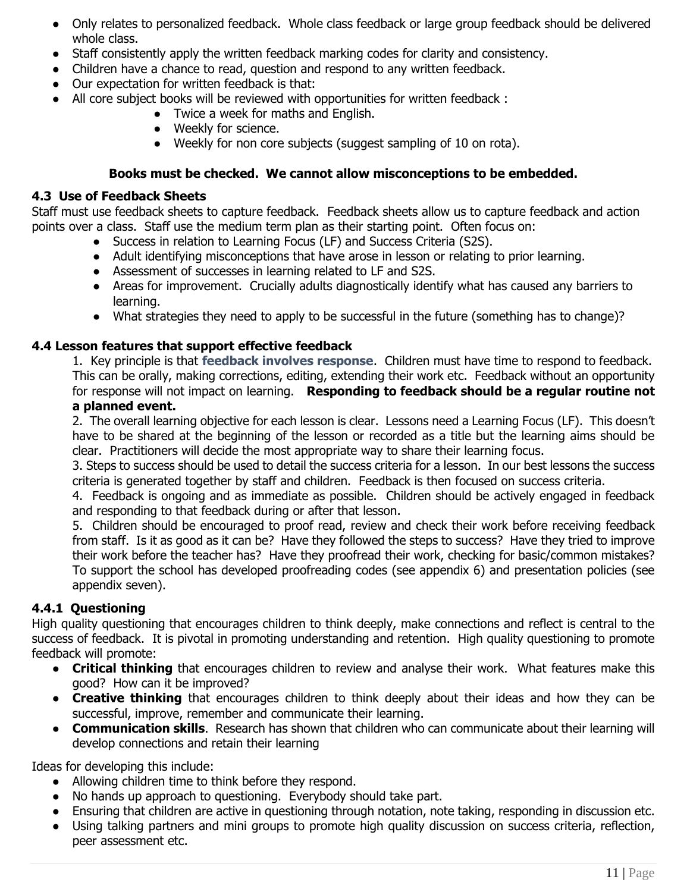- Only relates to personalized feedback. Whole class feedback or large group feedback should be delivered whole class.
- Staff consistently apply the written feedback marking codes for clarity and consistency.
- Children have a chance to read, question and respond to any written feedback.
- Our expectation for written feedback is that:
- All core subject books will be reviewed with opportunities for written feedback :
    - Twice a week for maths and English.
    - Weekly for science.
    - Weekly for non core subjects (suggest sampling of 10 on rota).

**Books must be checked. We cannot allow misconceptions to be embedded.**

### 4.3 Use of Feedback Sheets

Staff must use feedback sheets to capture feedback. Feedback sheets allow us to capture feedback and action points over a class. Staff use the medium term plan as their starting point. Often focus on:

- Success in relation to Learning Focus (LF) and Success Criteria (S2S).
- Adult identifying misconceptions that have arose in lesson or relating to prior learning.
- Assessment of successes in learning related to LF and S2S.
- Areas for improvement. Crucially adults diagnostically identify what has caused any barriers to learning.
- What strategies they need to apply to be successful in the future (something has to change)?

### 4.4 Lesson features that support effective feedback

1. Key principle is that **feedback involves response**. Children must have time to respond to feedback. This can be orally, making corrections, editing, extending their work etc. Feedback without an opportunity for response will not impact on learning. **Responding to feedback should be a regular routine not a planned event.**
2. The overall learning objective for each lesson is clear. Lessons need a Learning Focus (LF). This doesn't have to be shared at the beginning of the lesson or recorded as a title but the learning aims should be clear. Practitioners will decide the most appropriate way to share their learning focus.
3. Steps to success should be used to detail the success criteria for a lesson. In our best lessons the success criteria is generated together by staff and children. Feedback is then focused on success criteria.
4. Feedback is ongoing and as immediate as possible. Children should be actively engaged in feedback and responding to that feedback during or after that lesson.
5. Children should be encouraged to proof read, review and check their work before receiving feedback from staff. Is it as good as it can be? Have they followed the steps to success? Have they tried to improve their work before the teacher has? Have they proofread their work, checking for basic/common mistakes? To support the school has developed proofreading codes (see appendix 6) and presentation policies (see appendix seven).

#### 4.4.1 Questioning

High quality questioning that encourages children to think deeply, make connections and reflect is central to the success of feedback. It is pivotal in promoting understanding and retention. High quality questioning to promote feedback will promote:

- **Critical thinking** that encourages children to review and analyse their work. What features make this good? How can it be improved?
- **Creative thinking** that encourages children to think deeply about their ideas and how they can be successful, improve, remember and communicate their learning.
- **Communication skills**. Research has shown that children who can communicate about their learning will develop connections and retain their learning

Ideas for developing this include:

- Allowing children time to think before they respond.
- No hands up approach to questioning. Everybody should take part.
- Ensuring that children are active in questioning through notation, note taking, responding in discussion etc.
- Using talking partners and mini groups to promote high quality discussion on success criteria, reflection, peer assessment etc.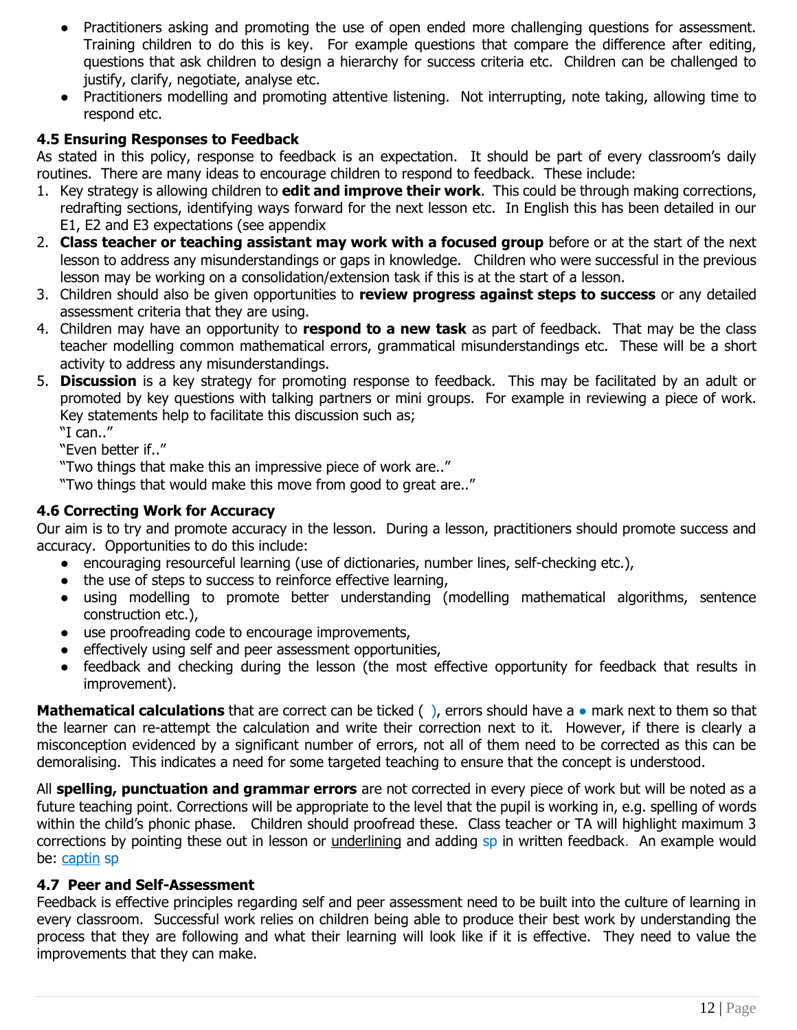- Practitioners asking and promoting the use of open ended more challenging questions for assessment. Training children to do this is key. For example questions that compare the difference after editing, questions that ask children to design a hierarchy for success criteria etc. Children can be challenged to justify, clarify, negotiate, analyse etc.
- Practitioners modelling and promoting attentive listening. Not interrupting, note taking, allowing time to respond etc.

### 4.5 Ensuring Responses to Feedback

As stated in this policy, response to feedback is an expectation. It should be part of every classroom's daily routines. There are many ideas to encourage children to respond to feedback. These include:

1. Key strategy is allowing children to **edit and improve their work**. This could be through making corrections, redrafting sections, identifying ways forward for the next lesson etc. In English this has been detailed in our E1, E2 and E3 expectations (see appendix
2. **Class teacher or teaching assistant may work with a focused group** before or at the start of the next lesson to address any misunderstandings or gaps in knowledge. Children who were successful in the previous lesson may be working on a consolidation/extension task if this is at the start of a lesson.
3. Children should also be given opportunities to **review progress against steps to success** or any detailed assessment criteria that they are using.
4. Children may have an opportunity to **respond to a new task** as part of feedback. That may be the class teacher modelling common mathematical errors, grammatical misunderstandings etc. These will be a short activity to address any misunderstandings.
5. **Discussion** is a key strategy for promoting response to feedback. This may be facilitated by an adult or promoted by key questions with talking partners or mini groups. For example in reviewing a piece of work. Key statements help to facilitate this discussion such as;
   "I can.."
   "Even better if.."
   "Two things that make this an impressive piece of work are.."
   "Two things that would make this move from good to great are.."

### 4.6 Correcting Work for Accuracy

Our aim is to try and promote accuracy in the lesson. During a lesson, practitioners should promote success and accuracy. Opportunities to do this include:

- encouraging resourceful learning (use of dictionaries, number lines, self-checking etc.),
- the use of steps to success to reinforce effective learning,
- using modelling to promote better understanding (modelling mathematical algorithms, sentence construction etc.),
- use proofreading code to encourage improvements,
- effectively using self and peer assessment opportunities,
- feedback and checking during the lesson (the most effective opportunity for feedback that results in improvement).

**Mathematical calculations** that are correct can be ticked ( ), errors should have a ● mark next to them so that the learner can re-attempt the calculation and write their correction next to it. However, if there is clearly a misconception evidenced by a significant number of errors, not all of them need to be corrected as this can be demoralising. This indicates a need for some targeted teaching to ensure that the concept is understood.

All **spelling, punctuation and grammar errors** are not corrected in every piece of work but will be noted as a future teaching point. Corrections will be appropriate to the level that the pupil is working in, e.g. spelling of words within the child's phonic phase. Children should proofread these. Class teacher or TA will highlight maximum 3 corrections by pointing these out in lesson or <u>underlining</u> and adding sp in written feedback. An example would be: <u>captin</u> sp

### 4.7 Peer and Self-Assessment

Feedback is effective principles regarding self and peer assessment need to be built into the culture of learning in every classroom. Successful work relies on children being able to produce their best work by understanding the process that they are following and what their learning will look like if it is effective. They need to value the improvements that they can make.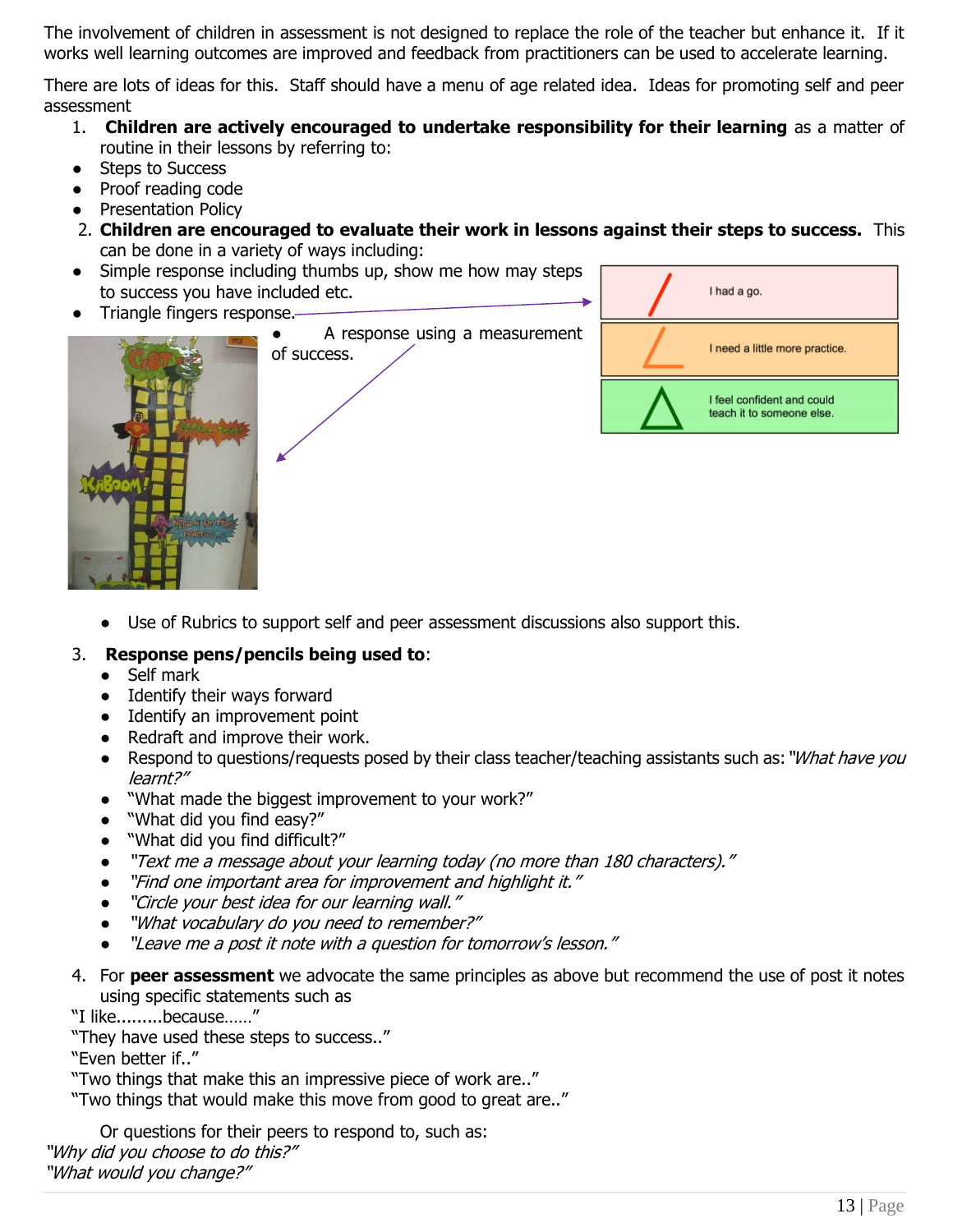The involvement of children in assessment is not designed to replace the role of the teacher but enhance it. If it works well learning outcomes are improved and feedback from practitioners can be used to accelerate learning.

There are lots of ideas for this. Staff should have a menu of age related idea. Ideas for promoting self and peer assessment

1. **Children are actively encouraged to undertake responsibility for their learning** as a matter of routine in their lessons by referring to:
   - Steps to Success
   - Proof reading code
   - Presentation Policy
2. **Children are encouraged to evaluate their work in lessons against their steps to success.** This can be done in a variety of ways including:
   - Simple response including thumbs up, show me how may steps to success you have included etc.
   - Triangle fingers response.
   - A response using a measurement of success.

| | |
|---|---|
| / | I had a go. |
| ∠ | I need a little more practice. |
| △ | I feel confident and could teach it to someone else. |

   - Use of Rubrics to support self and peer assessment discussions also support this.
3. **Response pens/pencils being used to**:
   - Self mark
   - Identify their ways forward
   - Identify an improvement point
   - Redraft and improve their work.
   - Respond to questions/requests posed by their class teacher/teaching assistants such as: *"What have you learnt?"*
   - "What made the biggest improvement to your work?"
   - "What did you find easy?"
   - "What did you find difficult?"
   - *"Text me a message about your learning today (no more than 180 characters)."*
   - *"Find one important area for improvement and highlight it."*
   - *"Circle your best idea for our learning wall."*
   - *"What vocabulary do you need to remember?"*
   - *"Leave me a post it note with a question for tomorrow's lesson."*
4. For **peer assessment** we advocate the same principles as above but recommend the use of post it notes using specific statements such as

"I like.........because……"
"They have used these steps to success.."
"Even better if.."
"Two things that make this an impressive piece of work are.."
"Two things that would make this move from good to great are.."

Or questions for their peers to respond to, such as:

*"Why did you choose to do this?"*
*"What would you change?"*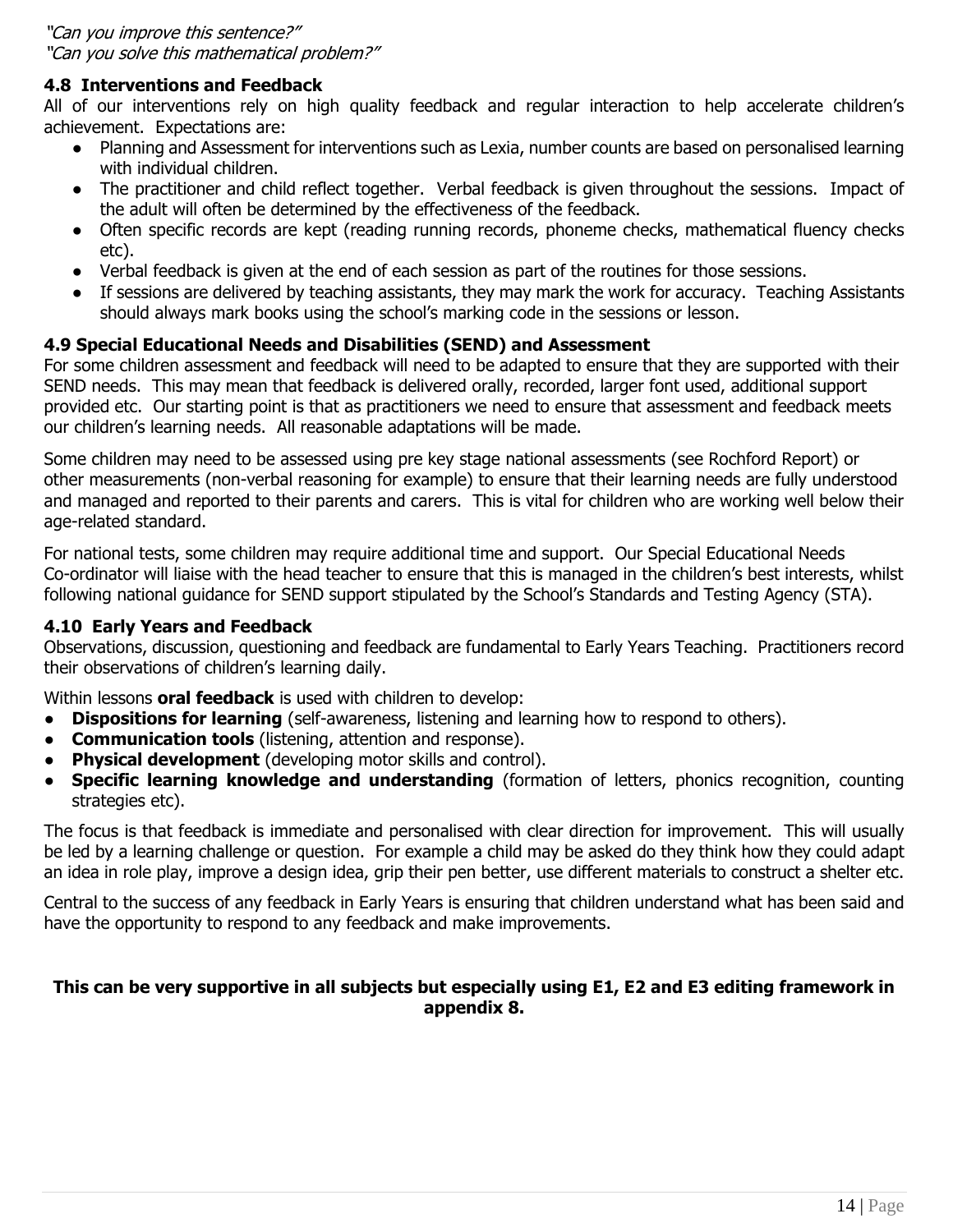*"Can you improve this sentence?"*
*"Can you solve this mathematical problem?"*

### 4.8 Interventions and Feedback

All of our interventions rely on high quality feedback and regular interaction to help accelerate children's achievement. Expectations are:

- Planning and Assessment for interventions such as Lexia, number counts are based on personalised learning with individual children.
- The practitioner and child reflect together. Verbal feedback is given throughout the sessions. Impact of the adult will often be determined by the effectiveness of the feedback.
- Often specific records are kept (reading running records, phoneme checks, mathematical fluency checks etc).
- Verbal feedback is given at the end of each session as part of the routines for those sessions.
- If sessions are delivered by teaching assistants, they may mark the work for accuracy. Teaching Assistants should always mark books using the school's marking code in the sessions or lesson.

### 4.9 Special Educational Needs and Disabilities (SEND) and Assessment

For some children assessment and feedback will need to be adapted to ensure that they are supported with their SEND needs. This may mean that feedback is delivered orally, recorded, larger font used, additional support provided etc. Our starting point is that as practitioners we need to ensure that assessment and feedback meets our children's learning needs. All reasonable adaptations will be made.

Some children may need to be assessed using pre key stage national assessments (see Rochford Report) or other measurements (non-verbal reasoning for example) to ensure that their learning needs are fully understood and managed and reported to their parents and carers. This is vital for children who are working well below their age-related standard.

For national tests, some children may require additional time and support. Our Special Educational Needs Co-ordinator will liaise with the head teacher to ensure that this is managed in the children's best interests, whilst following national guidance for SEND support stipulated by the School's Standards and Testing Agency (STA).

### 4.10 Early Years and Feedback

Observations, discussion, questioning and feedback are fundamental to Early Years Teaching. Practitioners record their observations of children's learning daily.

Within lessons **oral feedback** is used with children to develop:

- **Dispositions for learning** (self-awareness, listening and learning how to respond to others).
- **Communication tools** (listening, attention and response).
- **Physical development** (developing motor skills and control).
- **Specific learning knowledge and understanding** (formation of letters, phonics recognition, counting strategies etc).

The focus is that feedback is immediate and personalised with clear direction for improvement. This will usually be led by a learning challenge or question. For example a child may be asked do they think how they could adapt an idea in role play, improve a design idea, grip their pen better, use different materials to construct a shelter etc.

Central to the success of any feedback in Early Years is ensuring that children understand what has been said and have the opportunity to respond to any feedback and make improvements.

**This can be very supportive in all subjects but especially using E1, E2 and E3 editing framework in appendix 8.**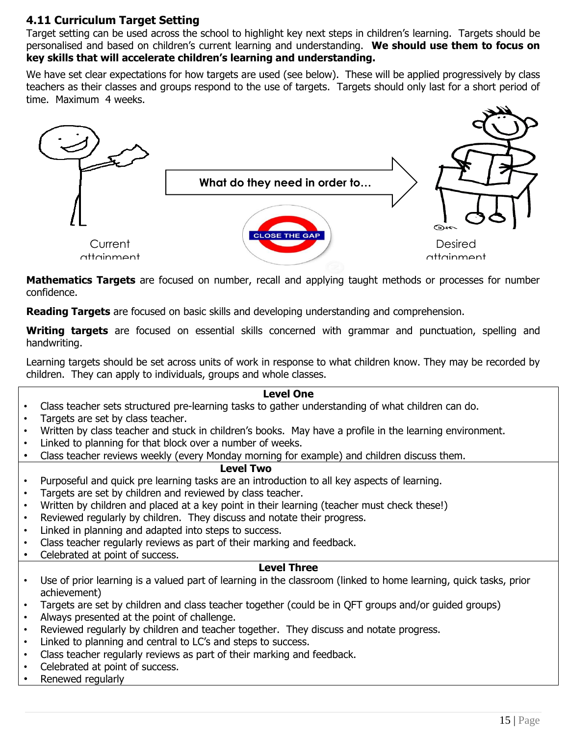## 4.11 Curriculum Target Setting

Target setting can be used across the school to highlight key next steps in children's learning. Targets should be personalised and based on children's current learning and understanding. **We should use them to focus on key skills that will accelerate children's learning and understanding.**

We have set clear expectations for how targets are used (see below). These will be applied progressively by class teachers as their classes and groups respond to the use of targets. Targets should only last for a short period of time. Maximum 4 weeks.

Current attainment — **What do they need in order to…** — Desired attainment

CLOSE THE GAP

**Mathematics Targets** are focused on number, recall and applying taught methods or processes for number confidence.

**Reading Targets** are focused on basic skills and developing understanding and comprehension.

**Writing targets** are focused on essential skills concerned with grammar and punctuation, spelling and handwriting.

Learning targets should be set across units of work in response to what children know. They may be recorded by children. They can apply to individuals, groups and whole classes.

**Level One**

- Class teacher sets structured pre-learning tasks to gather understanding of what children can do.
- Targets are set by class teacher.
- Written by class teacher and stuck in children's books. May have a profile in the learning environment.
- Linked to planning for that block over a number of weeks.
- Class teacher reviews weekly (every Monday morning for example) and children discuss them.

**Level Two**

- Purposeful and quick pre learning tasks are an introduction to all key aspects of learning.
- Targets are set by children and reviewed by class teacher.
- Written by children and placed at a key point in their learning (teacher must check these!)
- Reviewed regularly by children. They discuss and notate their progress.
- Linked in planning and adapted into steps to success.
- Class teacher regularly reviews as part of their marking and feedback.
- Celebrated at point of success.

**Level Three**

- Use of prior learning is a valued part of learning in the classroom (linked to home learning, quick tasks, prior achievement)
- Targets are set by children and class teacher together (could be in QFT groups and/or guided groups)
- Always presented at the point of challenge.
- Reviewed regularly by children and teacher together. They discuss and notate progress.
- Linked to planning and central to LC's and steps to success.
- Class teacher regularly reviews as part of their marking and feedback.
- Celebrated at point of success.
- Renewed regularly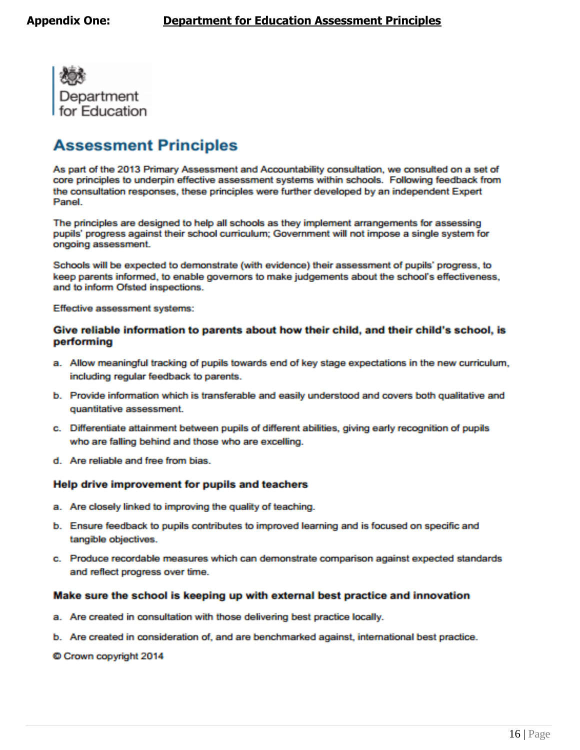**Appendix One: Department for Education Assessment Principles**

Department for Education

## Assessment Principles

As part of the 2013 Primary Assessment and Accountability consultation, we consulted on a set of core principles to underpin effective assessment systems within schools. Following feedback from the consultation responses, these principles were further developed by an independent Expert Panel.

The principles are designed to help all schools as they implement arrangements for assessing pupils' progress against their school curriculum; Government will not impose a single system for ongoing assessment.

Schools will be expected to demonstrate (with evidence) their assessment of pupils' progress, to keep parents informed, to enable governors to make judgements about the school's effectiveness, and to inform Ofsted inspections.

Effective assessment systems:

**Give reliable information to parents about how their child, and their child's school, is performing**

a. Allow meaningful tracking of pupils towards end of key stage expectations in the new curriculum, including regular feedback to parents.

b. Provide information which is transferable and easily understood and covers both qualitative and quantitative assessment.

c. Differentiate attainment between pupils of different abilities, giving early recognition of pupils who are falling behind and those who are excelling.

d. Are reliable and free from bias.

**Help drive improvement for pupils and teachers**

a. Are closely linked to improving the quality of teaching.

b. Ensure feedback to pupils contributes to improved learning and is focused on specific and tangible objectives.

c. Produce recordable measures which can demonstrate comparison against expected standards and reflect progress over time.

**Make sure the school is keeping up with external best practice and innovation**

a. Are created in consultation with those delivering best practice locally.

b. Are created in consideration of, and are benchmarked against, international best practice.

© Crown copyright 2014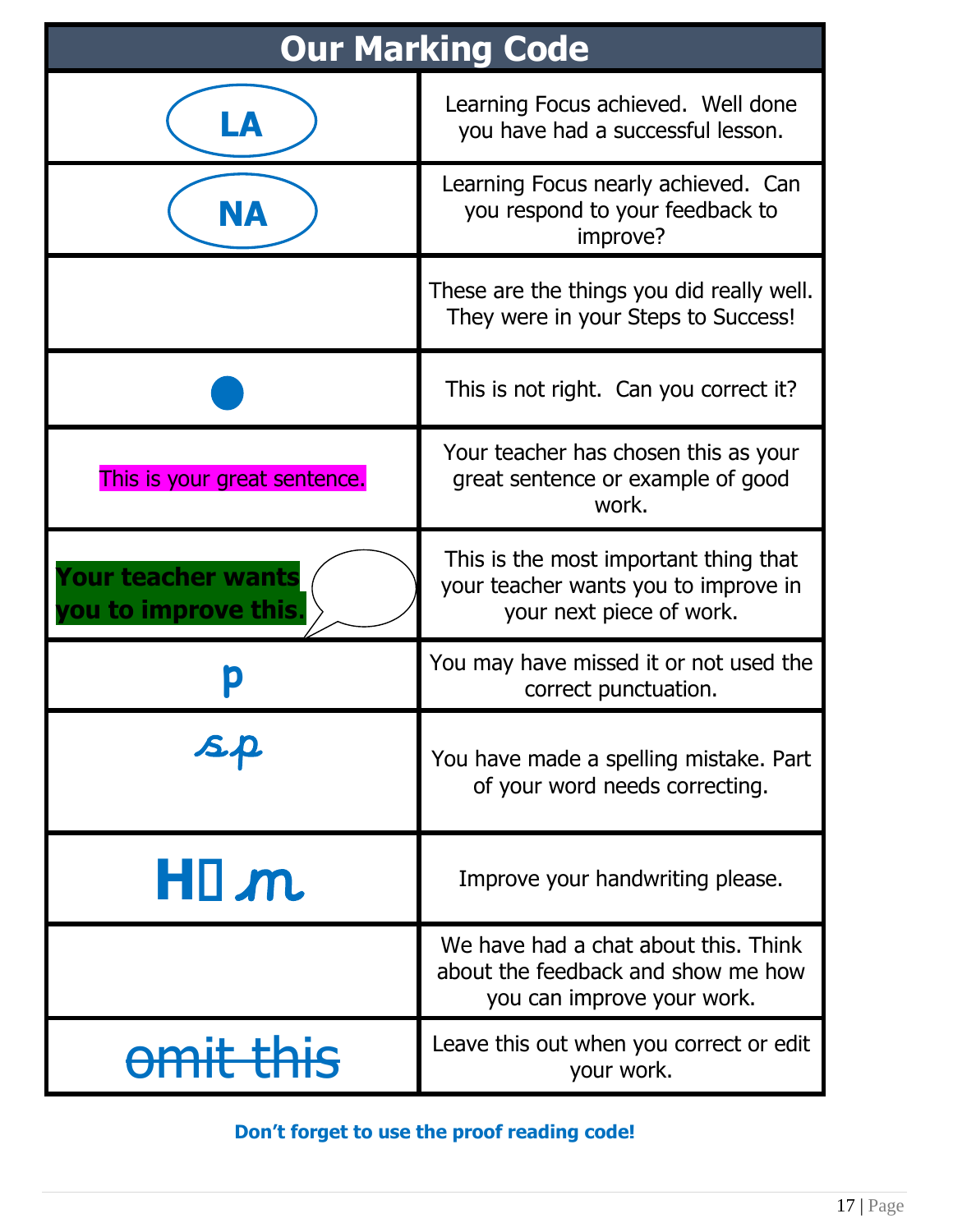| Our Marking Code | |
|---|---|
| LA | Learning Focus achieved. Well done you have had a successful lesson. |
| NA | Learning Focus nearly achieved. Can you respond to your feedback to improve? |
| | These are the things you did really well. They were in your Steps to Success! |
| ● | This is not right. Can you correct it? |
| This is your great sentence. | Your teacher has chosen this as your great sentence or example of good work. |
| **Your teacher wants you to improve this.** | This is the most important thing that your teacher wants you to improve in your next piece of work. |
| **p** | You may have missed it or not used the correct punctuation. |
| *sp* | You have made a spelling mistake. Part of your word needs correcting. |
| **H** *m* | Improve your handwriting please. |
| | We have had a chat about this. Think about the feedback and show me how you can improve your work. |
| ~~omit this~~ | Leave this out when you correct or edit your work. |

**Don't forget to use the proof reading code!**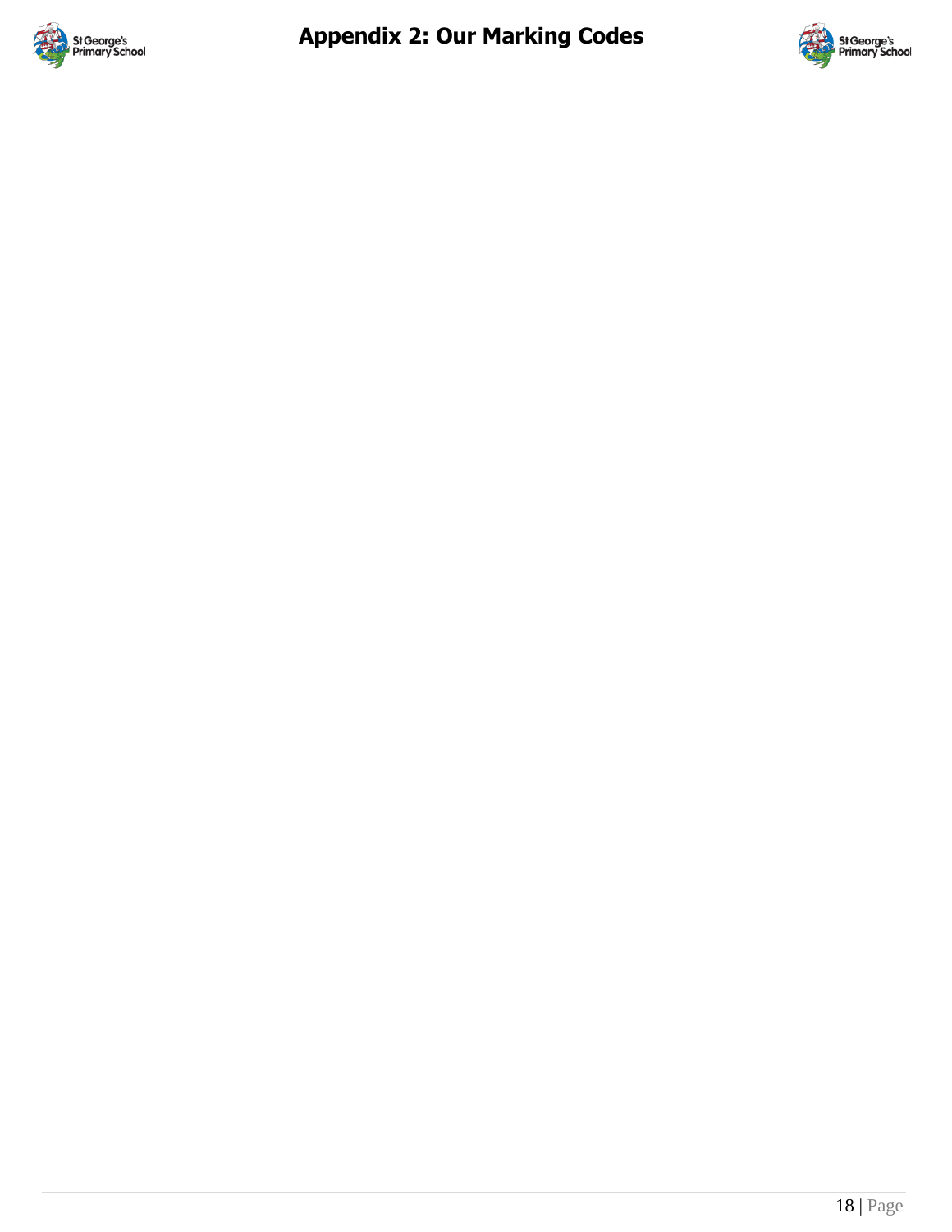# Appendix 2: Our Marking Codes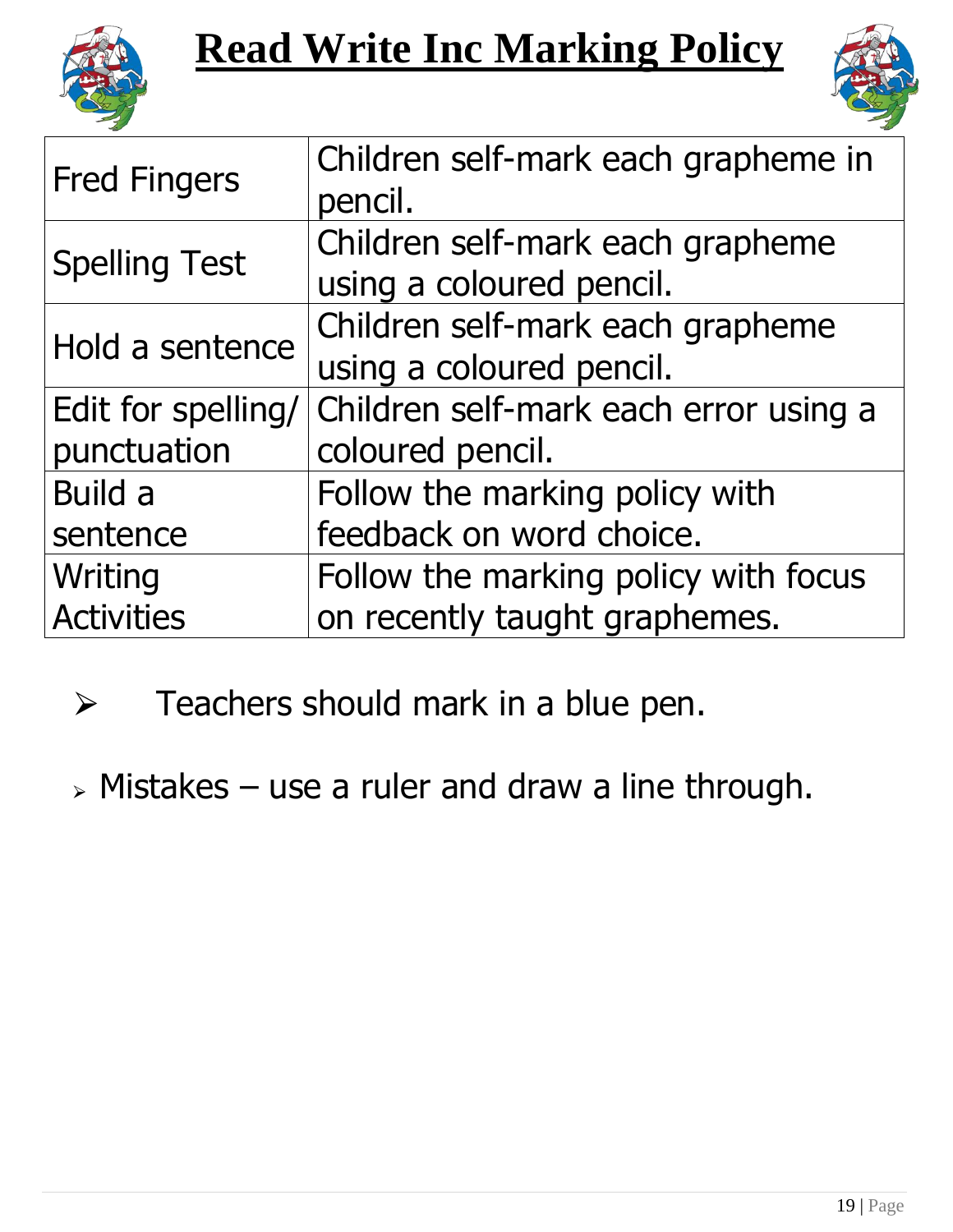# Read Write Inc Marking Policy

| | |
|---|---|
| Fred Fingers | Children self-mark each grapheme in pencil. |
| Spelling Test | Children self-mark each grapheme using a coloured pencil. |
| Hold a sentence | Children self-mark each grapheme using a coloured pencil. |
| Edit for spelling/ punctuation | Children self-mark each error using a coloured pencil. |
| Build a sentence | Follow the marking policy with feedback on word choice. |
| Writing Activities | Follow the marking policy with focus on recently taught graphemes. |

- Teachers should mark in a blue pen.
- Mistakes – use a ruler and draw a line through.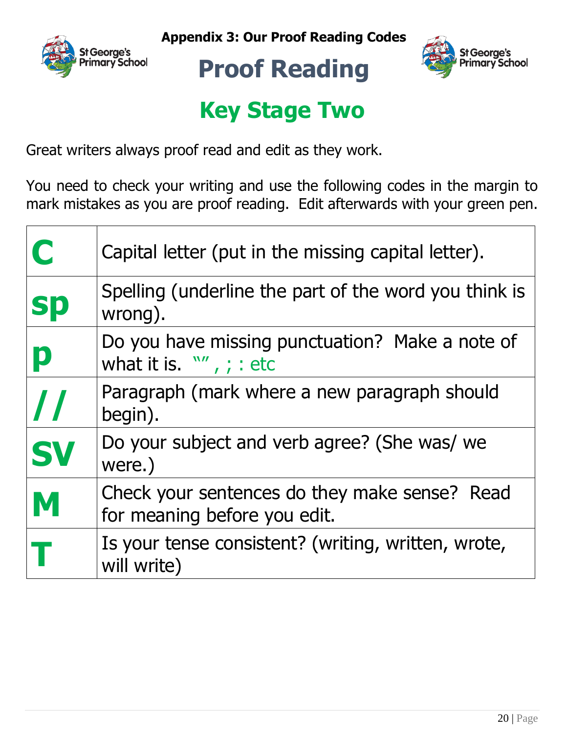**Appendix 3: Our Proof Reading Codes**

# Proof Reading

## Key Stage Two

Great writers always proof read and edit as they work.

You need to check your writing and use the following codes in the margin to mark mistakes as you are proof reading. Edit afterwards with your green pen.

| | |
|---|---|
| **C** | Capital letter (put in the missing capital letter). |
| **sp** | Spelling (underline the part of the word you think is wrong). |
| **p** | Do you have missing punctuation? Make a note of what it is. "" , ; : etc |
| **//** | Paragraph (mark where a new paragraph should begin). |
| **SV** | Do your subject and verb agree? (She was/ we were.) |
| **M** | Check your sentences do they make sense? Read for meaning before you edit. |
| **T** | Is your tense consistent? (writing, written, wrote, will write) |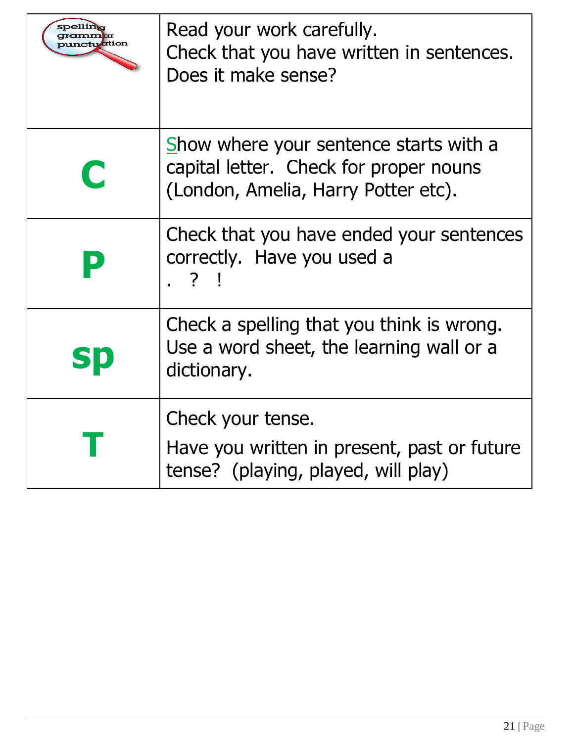| | |
|---|---|
| spelling grammar punctuation | Read your work carefully.<br>Check that you have written in sentences.<br>Does it make sense? |
| **C** | Show where your sentence starts with a capital letter. Check for proper nouns (London, Amelia, Harry Potter etc). |
| **P** | Check that you have ended your sentences correctly. Have you used a<br>. ? ! |
| **sp** | Check a spelling that you think is wrong. Use a word sheet, the learning wall or a dictionary. |
| **T** | Check your tense.<br>Have you written in present, past or future tense? (playing, played, will play) |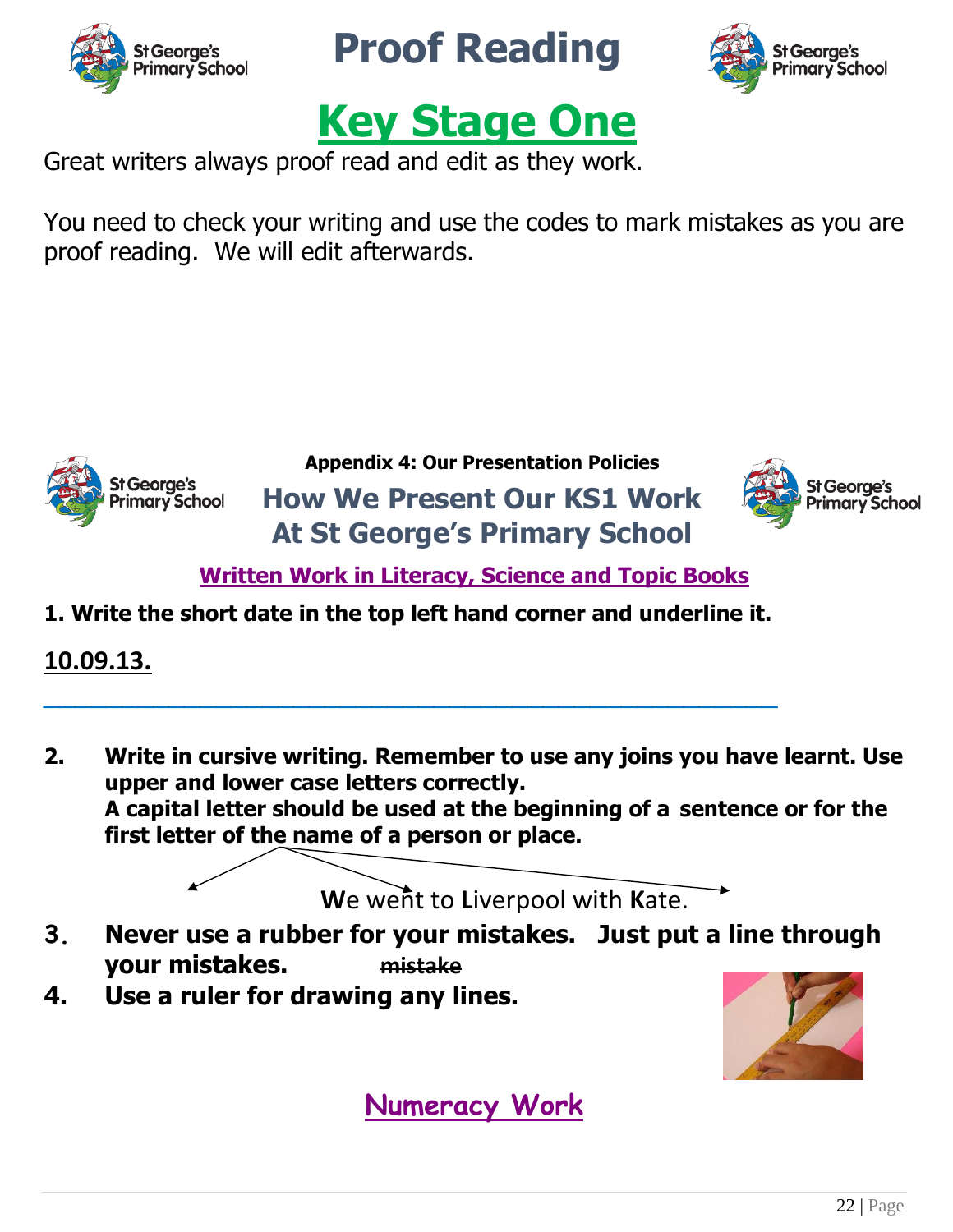# Proof Reading

## Key Stage One

Great writers always proof read and edit as they work.

You need to check your writing and use the codes to mark mistakes as you are proof reading. We will edit afterwards.

**Appendix 4: Our Presentation Policies**

## How We Present Our KS1 Work At St George's Primary School

### Written Work in Literacy, Science and Topic Books

**1. Write the short date in the top left hand corner and underline it.**

**10.09.13.**

**2. Write in cursive writing. Remember to use any joins you have learnt. Use upper and lower case letters correctly.**
**A capital letter should be used at the beginning of a sentence or for the first letter of the name of a person or place.**

**W**e went to **L**iverpool with **K**ate.

**3. Never use a rubber for your mistakes. Just put a line through your mistakes.** ~~mistake~~

**4. Use a ruler for drawing any lines.**

### Numeracy Work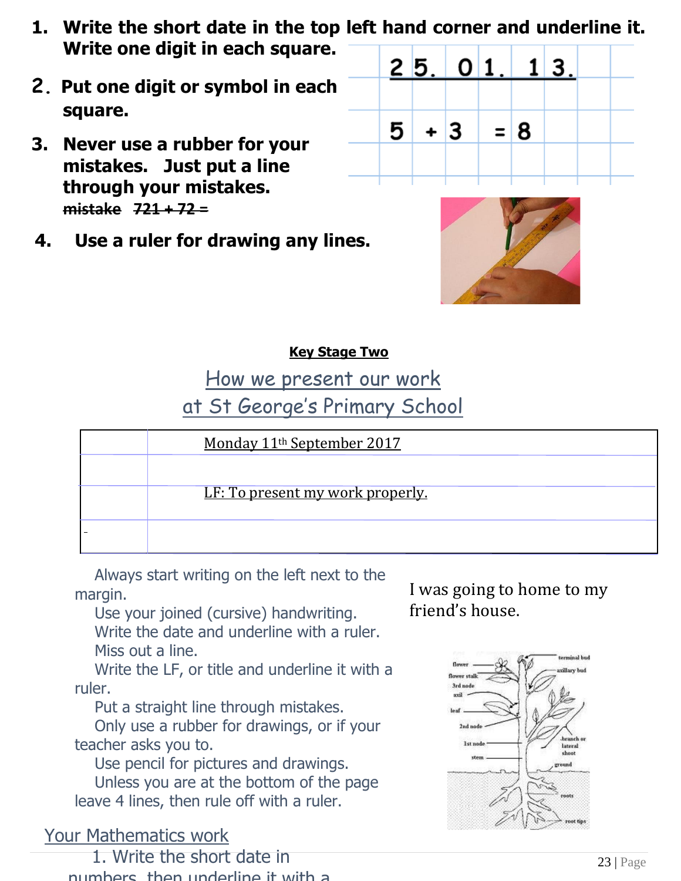1. **Write the short date in the top left hand corner and underline it. Write one digit in each square.**

| 2 | 5. | 0 | 1. | 1 | 3. | | |
|---|---|---|---|---|---|---|---|
| | | | | | | | |
| 5 | + | 3 | = | 8 | | | |
| | | | | | | | |

2. **Put one digit or symbol in each square.**

3. **Never use a rubber for your mistakes. Just put a line through your mistakes.**
   ~~mistake~~ ~~721 + 72 =~~

4. **Use a ruler for drawing any lines.**

**Key Stage Two**

## How we present our work at St George's Primary School

| | Monday 11th September 2017 |
|---|---|
| | |
| | LF: To present my work properly. |
| | |

Always start writing on the left next to the margin.
Use your joined (cursive) handwriting.
Write the date and underline with a ruler.
Miss out a line.
Write the LF, or title and underline it with a ruler.
Put a straight line through mistakes.
Only use a rubber for drawings, or if your teacher asks you to.
Use pencil for pictures and drawings.
Unless you are at the bottom of the page leave 4 lines, then rule off with a ruler.

I was going to home to my friend's house.

flower, flower stalk, 3rd node, axil, leaf, 2nd node, 1st node, stem, terminal bud, axillary bud, branch or lateral shoot, ground, roots, root tips

## Your Mathematics work

1. Write the short date in numbers, then underline it with a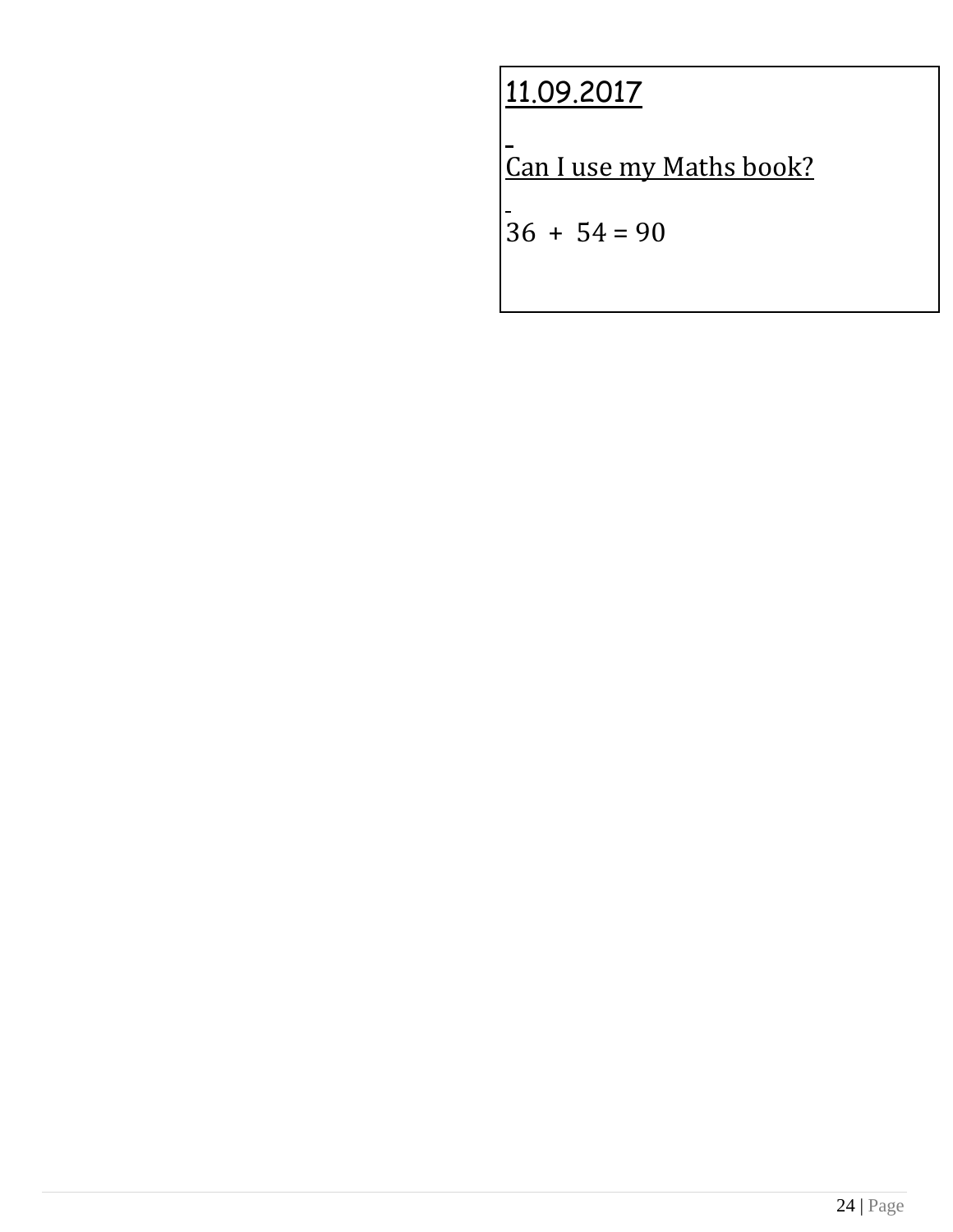<u>11.09.2017</u>

<u>Can I use my Maths book?</u>

$36 + 54 = 90$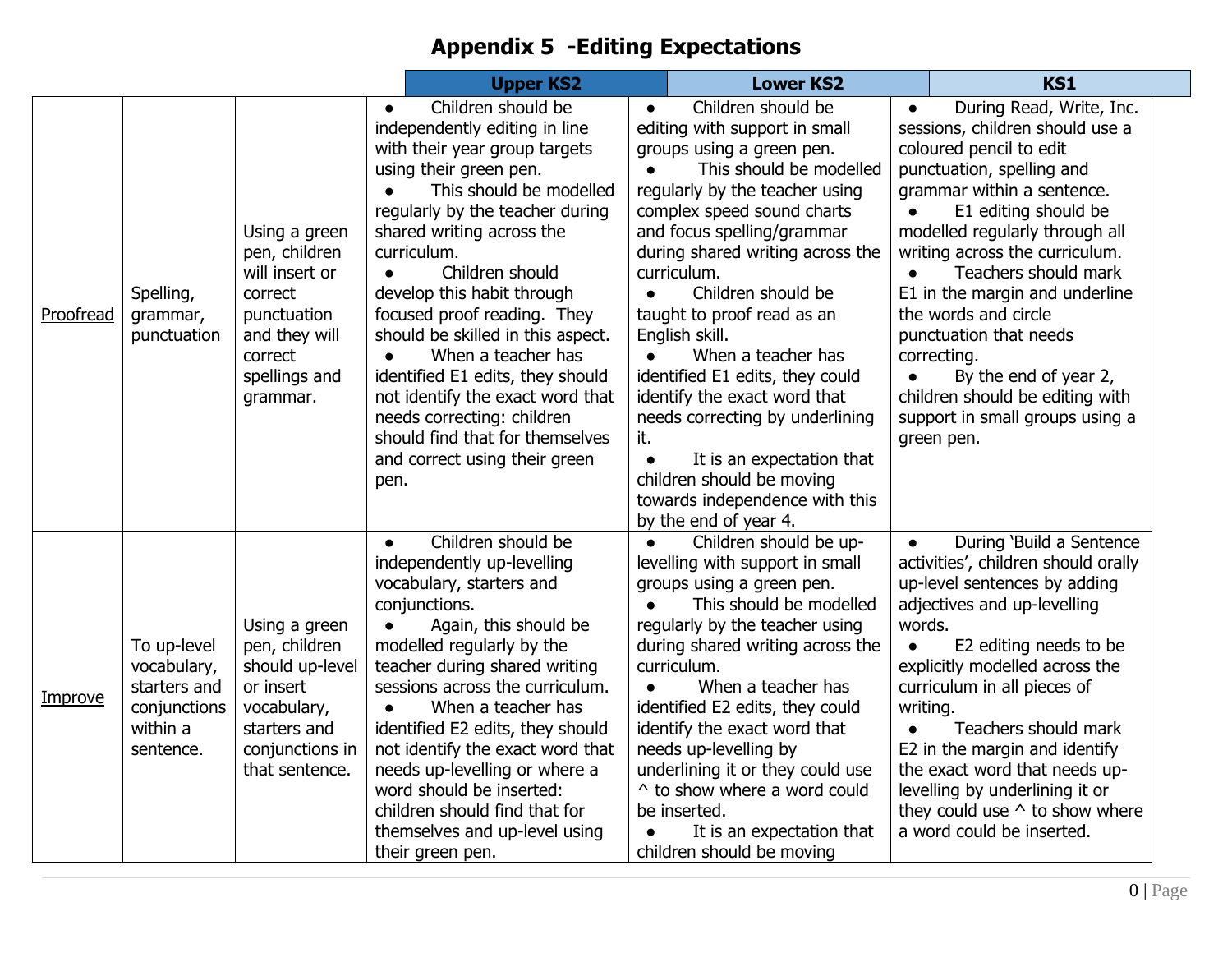# Appendix 5 -Editing Expectations

| | | | Upper KS2 | Lower KS2 | KS1 |
|---|---|---|---|---|---|
| Proofread | Spelling, grammar, punctuation | Using a green pen, children will insert or correct punctuation and they will correct spellings and grammar. | ● Children should be independently editing in line with their year group targets using their green pen.<br>● This should be modelled regularly by the teacher during shared writing across the curriculum.<br>● Children should develop this habit through focused proof reading. They should be skilled in this aspect.<br>● When a teacher has identified E1 edits, they should not identify the exact word that needs correcting: children should find that for themselves and correct using their green pen. | ● Children should be editing with support in small groups using a green pen.<br>● This should be modelled regularly by the teacher using complex speed sound charts and focus spelling/grammar during shared writing across the curriculum.<br>● Children should be taught to proof read as an English skill.<br>● When a teacher has identified E1 edits, they could identify the exact word that needs correcting by underlining it.<br>● It is an expectation that children should be moving towards independence with this by the end of year 4. | ● During Read, Write, Inc. sessions, children should use a coloured pencil to edit punctuation, spelling and grammar within a sentence.<br>● E1 editing should be modelled regularly through all writing across the curriculum.<br>● Teachers should mark E1 in the margin and underline the words and circle punctuation that needs correcting.<br>● By the end of year 2, children should be editing with support in small groups using a green pen. |
| Improve | To up-level vocabulary, starters and conjunctions within a sentence. | Using a green pen, children should up-level or insert vocabulary, starters and conjunctions in that sentence. | ● Children should be independently up-levelling vocabulary, starters and conjunctions.<br>● Again, this should be modelled regularly by the teacher during shared writing sessions across the curriculum.<br>● When a teacher has identified E2 edits, they should not identify the exact word that needs up-levelling or where a word should be inserted: children should find that for themselves and up-level using their green pen. | ● Children should be up-levelling with support in small groups using a green pen.<br>● This should be modelled regularly by the teacher using during shared writing across the curriculum.<br>● When a teacher has identified E2 edits, they could identify the exact word that needs up-levelling by underlining it or they could use ^ to show where a word could be inserted.<br>● It is an expectation that children should be moving | ● During 'Build a Sentence activities', children should orally up-level sentences by adding adjectives and up-levelling words.<br>● E2 editing needs to be explicitly modelled across the curriculum in all pieces of writing.<br>● Teachers should mark E2 in the margin and identify the exact word that needs up-levelling by underlining it or they could use ^ to show where a word could be inserted. |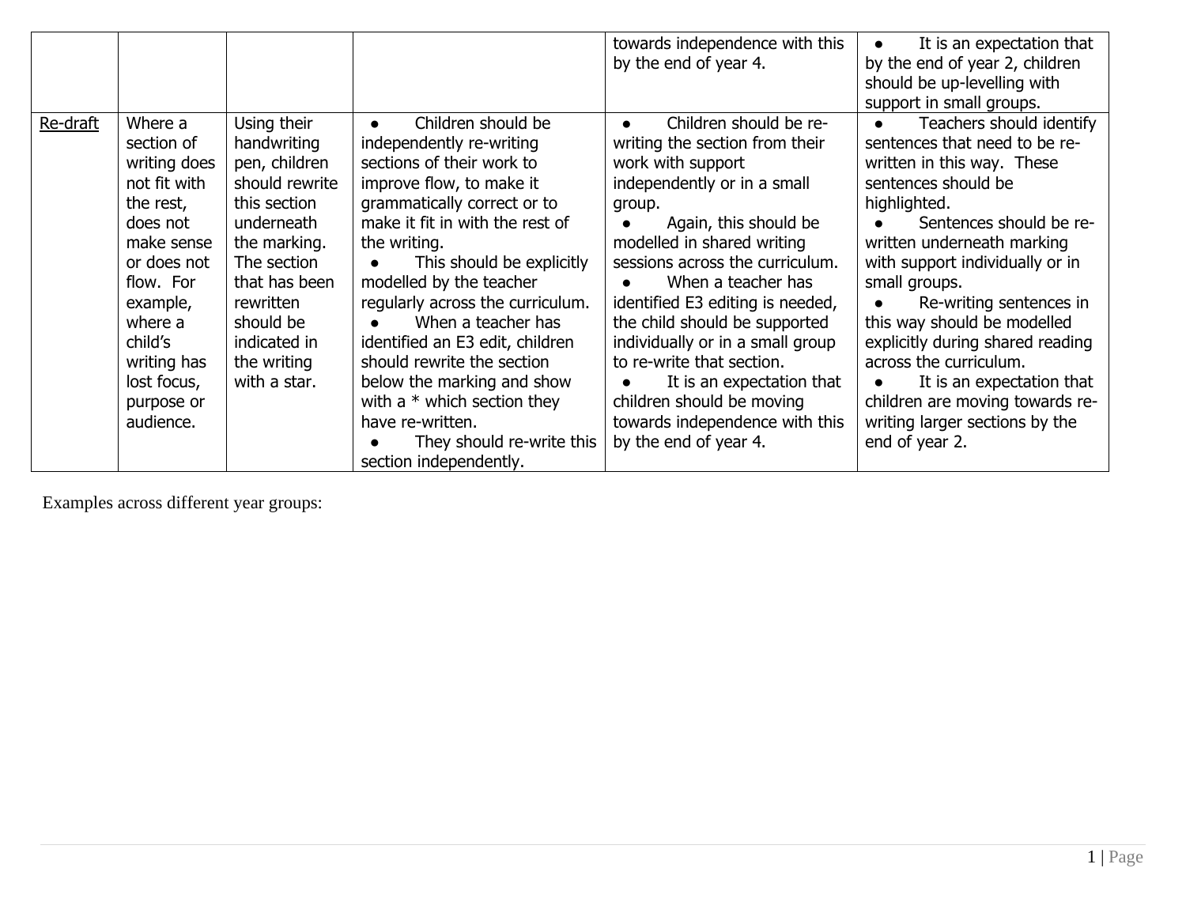| | | | | | |
|---|---|---|---|---|---|
| | | | | towards independence with this by the end of year 4. | ● It is an expectation that by the end of year 2, children should be up-levelling with support in small groups. |
| Re-draft | Where a section of writing does not fit with the rest, does not make sense or does not flow. For example, where a child's writing has lost focus, purpose or audience. | Using their handwriting pen, children should rewrite this section underneath the marking. The section that has been rewritten should be indicated in the writing with a star. | ● Children should be independently re-writing sections of their work to improve flow, to make it grammatically correct or to make it fit in with the rest of the writing.<br>● This should be explicitly modelled by the teacher regularly across the curriculum.<br>● When a teacher has identified an E3 edit, children should rewrite the section below the marking and show with a * which section they have re-written.<br>● They should re-write this section independently. | ● Children should be re-writing the section from their work with support independently or in a small group.<br>● Again, this should be modelled in shared writing sessions across the curriculum.<br>● When a teacher has identified E3 editing is needed, the child should be supported individually or in a small group to re-write that section.<br>● It is an expectation that children should be moving towards independence with this by the end of year 4. | ● Teachers should identify sentences that need to be re-written in this way. These sentences should be highlighted.<br>● Sentences should be re-written underneath marking with support individually or in small groups.<br>● Re-writing sentences in this way should be modelled explicitly during shared reading across the curriculum.<br>● It is an expectation that children are moving towards re-writing larger sections by the end of year 2. |

Examples across different year groups: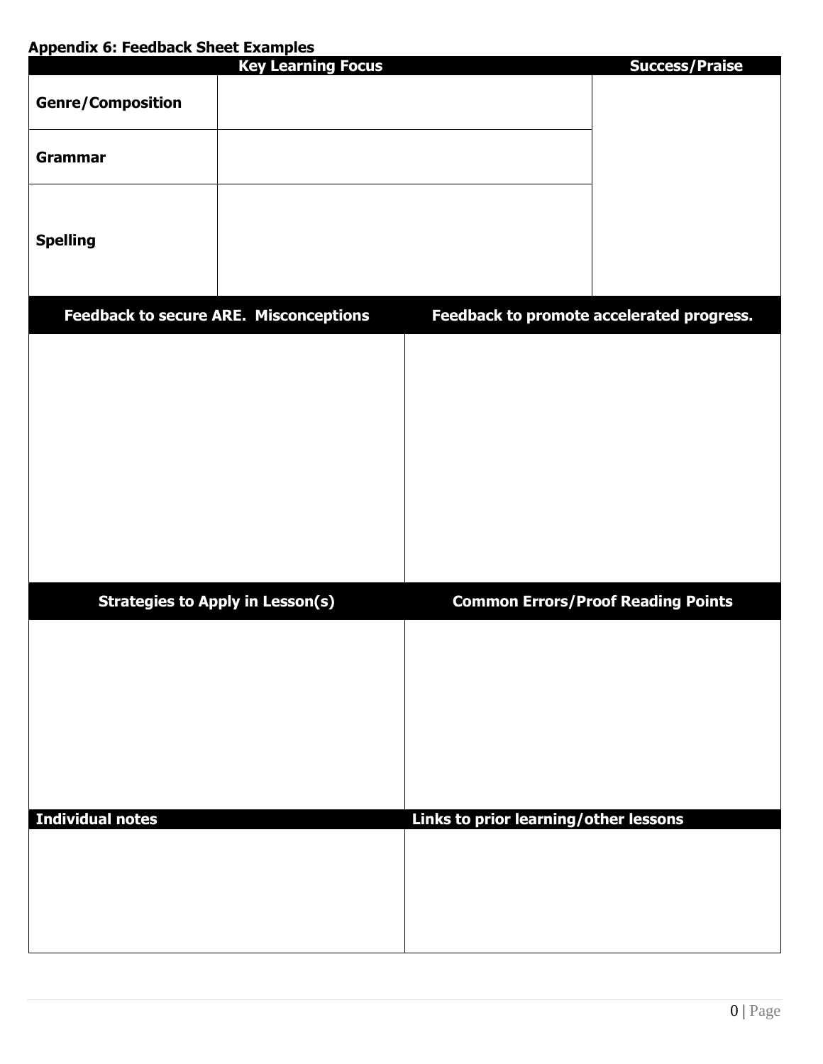**Appendix 6: Feedback Sheet Examples**

| Key Learning Focus | | Success/Praise |
|---|---|---|
| **Genre/Composition** | | |
| **Grammar** | | |
| **Spelling** | | |

| Feedback to secure ARE. Misconceptions | Feedback to promote accelerated progress. |
|---|---|
| | |

| Strategies to Apply in Lesson(s) | Common Errors/Proof Reading Points |
|---|---|
| | |

| Individual notes | Links to prior learning/other lessons |
|---|---|
| | |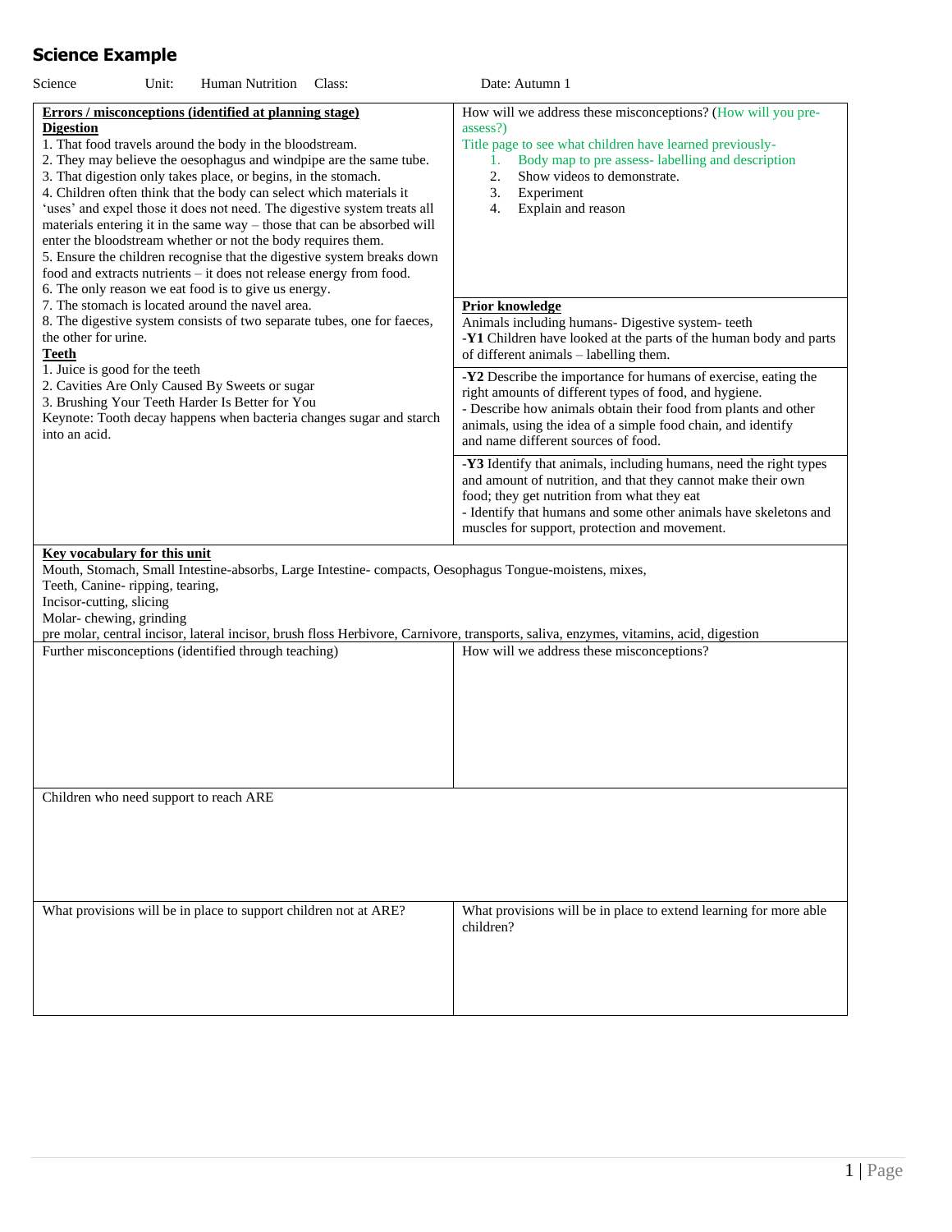# Science Example

Science Unit: Human Nutrition Class: Date: Autumn 1

| | |
|---|---|
| **Errors / misconceptions (identified at planning stage)**<br>**Digestion**<br>1. That food travels around the body in the bloodstream.<br>2. They may believe the oesophagus and windpipe are the same tube.<br>3. That digestion only takes place, or begins, in the stomach.<br>4. Children often think that the body can select which materials it 'uses' and expel those it does not need. The digestive system treats all materials entering it in the same way – those that can be absorbed will enter the bloodstream whether or not the body requires them.<br>5. Ensure the children recognise that the digestive system breaks down food and extracts nutrients – it does not release energy from food.<br>6. The only reason we eat food is to give us energy.<br>7. The stomach is located around the navel area.<br>8. The digestive system consists of two separate tubes, one for faeces, the other for urine.<br>**Teeth**<br>1. Juice is good for the teeth<br>2. Cavities Are Only Caused By Sweets or sugar<br>3. Brushing Your Teeth Harder Is Better for You<br>Keynote: Tooth decay happens when bacteria changes sugar and starch into an acid. | How will we address these misconceptions? (How will you pre-assess?)<br>Title page to see what children have learned previously-<br>1. Body map to pre assess- labelling and description<br>2. Show videos to demonstrate.<br>3. Experiment<br>4. Explain and reason<br><br>**Prior knowledge**<br>Animals including humans- Digestive system- teeth<br>**-Y1** Children have looked at the parts of the human body and parts of different animals – labelling them.<br><br>**-Y2** Describe the importance for humans of exercise, eating the right amounts of different types of food, and hygiene.<br>- Describe how animals obtain their food from plants and other animals, using the idea of a simple food chain, and identify and name different sources of food.<br><br>**-Y3** Identify that animals, including humans, need the right types and amount of nutrition, and that they cannot make their own food; they get nutrition from what they eat<br>- Identify that humans and some other animals have skeletons and muscles for support, protection and movement. |
| **Key vocabulary for this unit**<br>Mouth, Stomach, Small Intestine-absorbs, Large Intestine- compacts, Oesophagus Tongue-moistens, mixes,<br>Teeth, Canine- ripping, tearing,<br>Incisor-cutting, slicing<br>Molar- chewing, grinding<br>pre molar, central incisor, lateral incisor, brush floss Herbivore, Carnivore, transports, saliva, enzymes, vitamins, acid, digestion | |
| Further misconceptions (identified through teaching) | How will we address these misconceptions? |
| Children who need support to reach ARE | |
| What provisions will be in place to support children not at ARE? | What provisions will be in place to extend learning for more able children? |